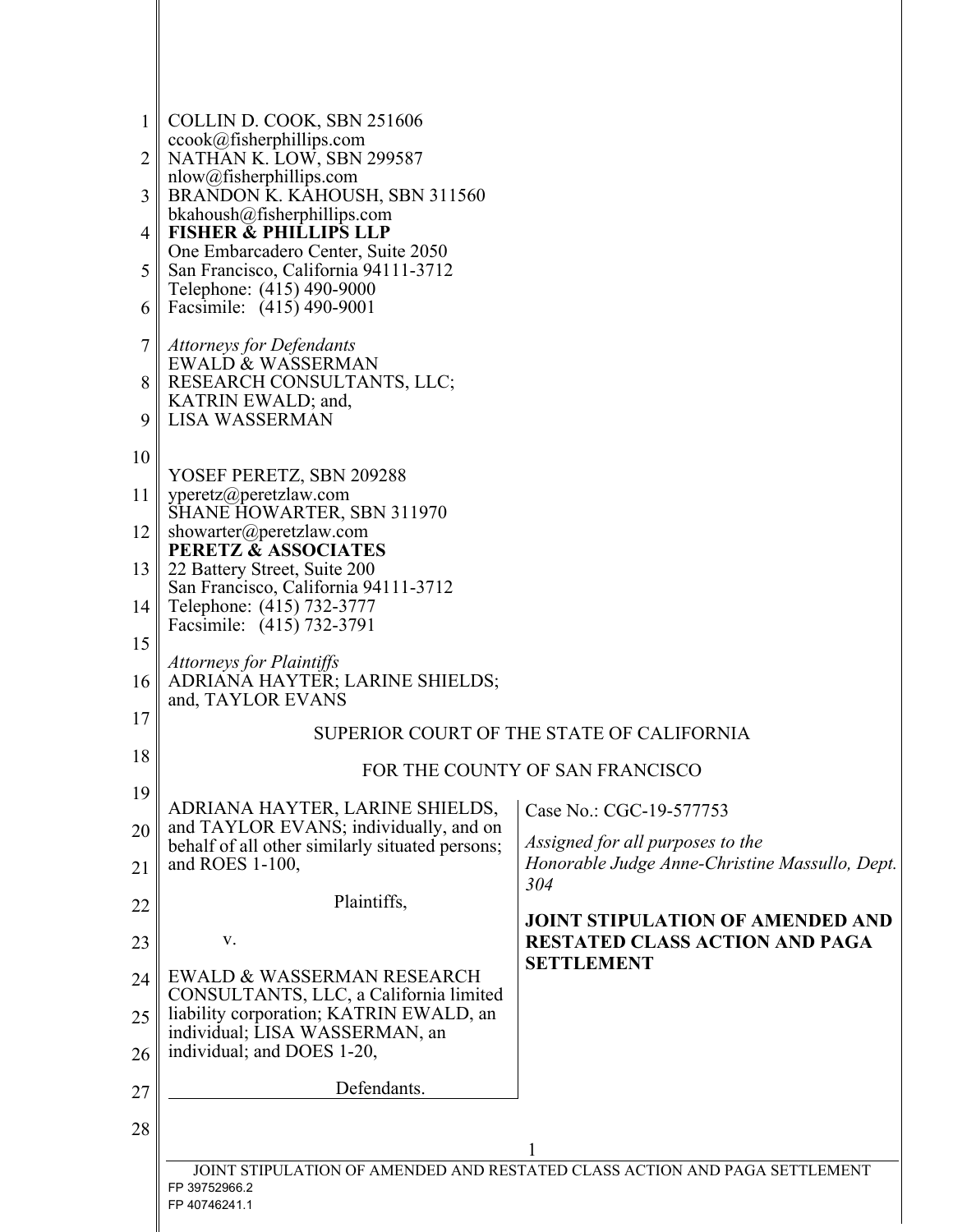COLLIN D. COOK, SBN 251606
ccook@fisherphillips.com
NATHAN K. LOW, SBN 299587
nlow@fisherphillips.com
BRANDON K. KAHOUSH, SBN 311560
bkahoush@fisherphillips.com
**FISHER & PHILLIPS LLP**
One Embarcadero Center, Suite 2050
San Francisco, California 94111-3712
Telephone: (415) 490-9000
Facsimile: (415) 490-9001

*Attorneys for Defendants*
EWALD & WASSERMAN
RESEARCH CONSULTANTS, LLC;
KATRIN EWALD; and,
LISA WASSERMAN

YOSEF PERETZ, SBN 209288
yperetz@peretzlaw.com
SHANE HOWARTER, SBN 311970
showarter@peretzlaw.com
**PERETZ & ASSOCIATES**
22 Battery Street, Suite 200
San Francisco, California 94111-3712
Telephone: (415) 732-3777
Facsimile: (415) 732-3791

*Attorneys for Plaintiffs*
ADRIANA HAYTER; LARINE SHIELDS;
and, TAYLOR EVANS

SUPERIOR COURT OF THE STATE OF CALIFORNIA

FOR THE COUNTY OF SAN FRANCISCO

ADRIANA HAYTER, LARINE SHIELDS, and TAYLOR EVANS; individually, and on behalf of all other similarly situated persons; and ROES 1-100,

Plaintiffs,

v.

EWALD & WASSERMAN RESEARCH CONSULTANTS, LLC, a California limited liability corporation; KATRIN EWALD, an individual; LISA WASSERMAN, an individual; and DOES 1-20,

Defendants.

Case No.: CGC-19-577753

*Assigned for all purposes to the Honorable Judge Anne-Christine Massullo, Dept. 304*

**JOINT STIPULATION OF AMENDED AND RESTATED CLASS ACTION AND PAGA SETTLEMENT**

FP 39752966.2
FP 40746241.1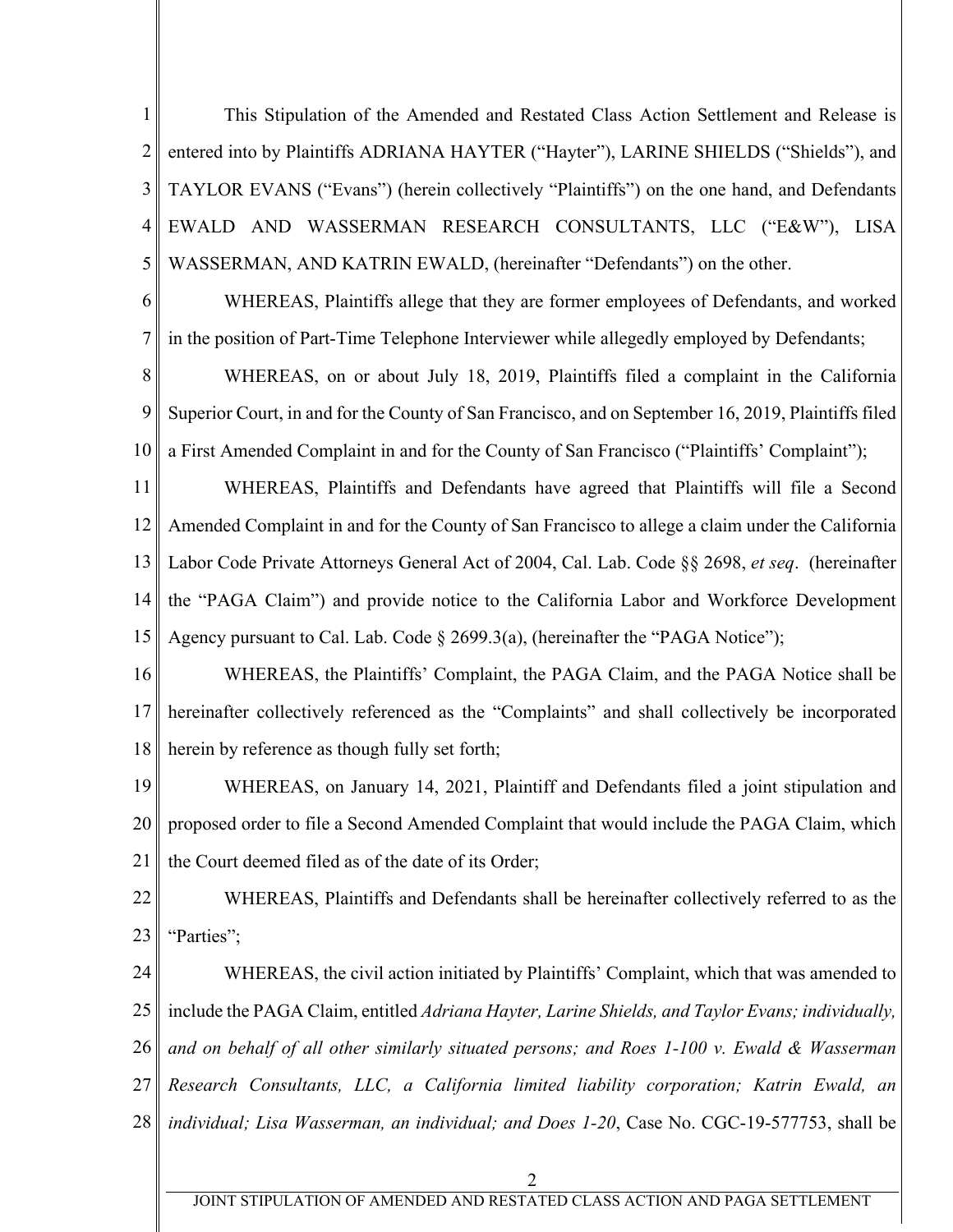This Stipulation of the Amended and Restated Class Action Settlement and Release is entered into by Plaintiffs ADRIANA HAYTER ("Hayter"), LARINE SHIELDS ("Shields"), and TAYLOR EVANS ("Evans") (herein collectively "Plaintiffs") on the one hand, and Defendants EWALD AND WASSERMAN RESEARCH CONSULTANTS, LLC ("E&W"), LISA WASSERMAN, AND KATRIN EWALD, (hereinafter "Defendants") on the other.

WHEREAS, Plaintiffs allege that they are former employees of Defendants, and worked in the position of Part-Time Telephone Interviewer while allegedly employed by Defendants;

WHEREAS, on or about July 18, 2019, Plaintiffs filed a complaint in the California Superior Court, in and for the County of San Francisco, and on September 16, 2019, Plaintiffs filed a First Amended Complaint in and for the County of San Francisco ("Plaintiffs' Complaint");

WHEREAS, Plaintiffs and Defendants have agreed that Plaintiffs will file a Second Amended Complaint in and for the County of San Francisco to allege a claim under the California Labor Code Private Attorneys General Act of 2004, Cal. Lab. Code §§ 2698, *et seq*. (hereinafter the "PAGA Claim") and provide notice to the California Labor and Workforce Development Agency pursuant to Cal. Lab. Code § 2699.3(a), (hereinafter the "PAGA Notice");

WHEREAS, the Plaintiffs' Complaint, the PAGA Claim, and the PAGA Notice shall be hereinafter collectively referenced as the "Complaints" and shall collectively be incorporated herein by reference as though fully set forth;

WHEREAS, on January 14, 2021, Plaintiff and Defendants filed a joint stipulation and proposed order to file a Second Amended Complaint that would include the PAGA Claim, which the Court deemed filed as of the date of its Order;

WHEREAS, Plaintiffs and Defendants shall be hereinafter collectively referred to as the "Parties";

WHEREAS, the civil action initiated by Plaintiffs' Complaint, which that was amended to include the PAGA Claim, entitled *Adriana Hayter, Larine Shields, and Taylor Evans; individually, and on behalf of all other similarly situated persons; and Roes 1-100 v. Ewald & Wasserman Research Consultants, LLC, a California limited liability corporation; Katrin Ewald, an individual; Lisa Wasserman, an individual; and Does 1-20*, Case No. CGC-19-577753, shall be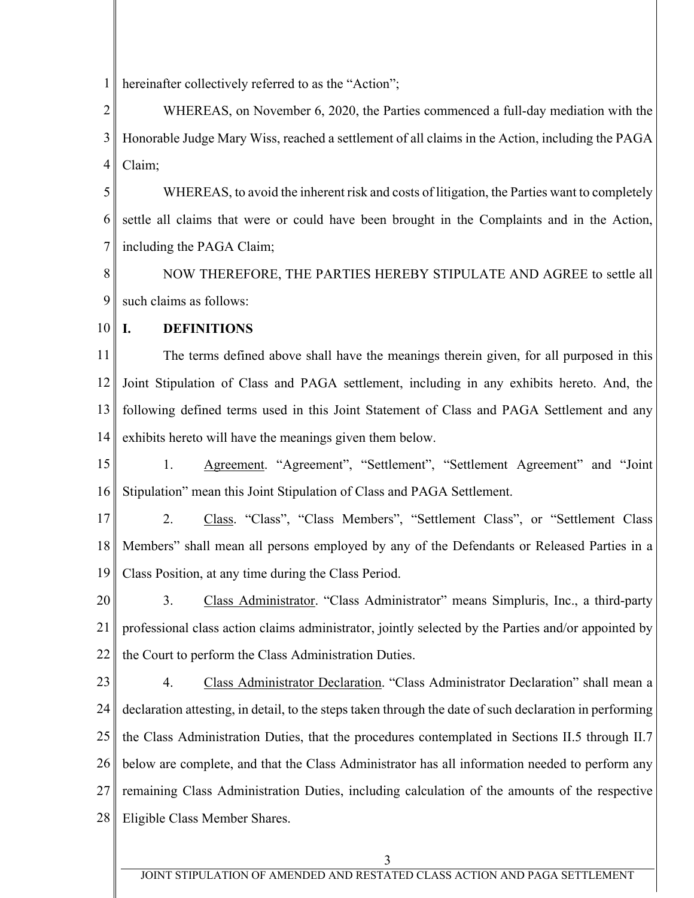hereinafter collectively referred to as the "Action";

WHEREAS, on November 6, 2020, the Parties commenced a full-day mediation with the Honorable Judge Mary Wiss, reached a settlement of all claims in the Action, including the PAGA Claim;

WHEREAS, to avoid the inherent risk and costs of litigation, the Parties want to completely settle all claims that were or could have been brought in the Complaints and in the Action, including the PAGA Claim;

NOW THEREFORE, THE PARTIES HEREBY STIPULATE AND AGREE to settle all such claims as follows:

## I. DEFINITIONS

The terms defined above shall have the meanings therein given, for all purposed in this Joint Stipulation of Class and PAGA settlement, including in any exhibits hereto. And, the following defined terms used in this Joint Statement of Class and PAGA Settlement and any exhibits hereto will have the meanings given them below.

1. Agreement. "Agreement", "Settlement", "Settlement Agreement" and "Joint Stipulation" mean this Joint Stipulation of Class and PAGA Settlement.

2. Class. "Class", "Class Members", "Settlement Class", or "Settlement Class Members" shall mean all persons employed by any of the Defendants or Released Parties in a Class Position, at any time during the Class Period.

3. Class Administrator. "Class Administrator" means Simpluris, Inc., a third-party professional class action claims administrator, jointly selected by the Parties and/or appointed by the Court to perform the Class Administration Duties.

4. Class Administrator Declaration. "Class Administrator Declaration" shall mean a declaration attesting, in detail, to the steps taken through the date of such declaration in performing the Class Administration Duties, that the procedures contemplated in Sections II.5 through II.7 below are complete, and that the Class Administrator has all information needed to perform any remaining Class Administration Duties, including calculation of the amounts of the respective Eligible Class Member Shares.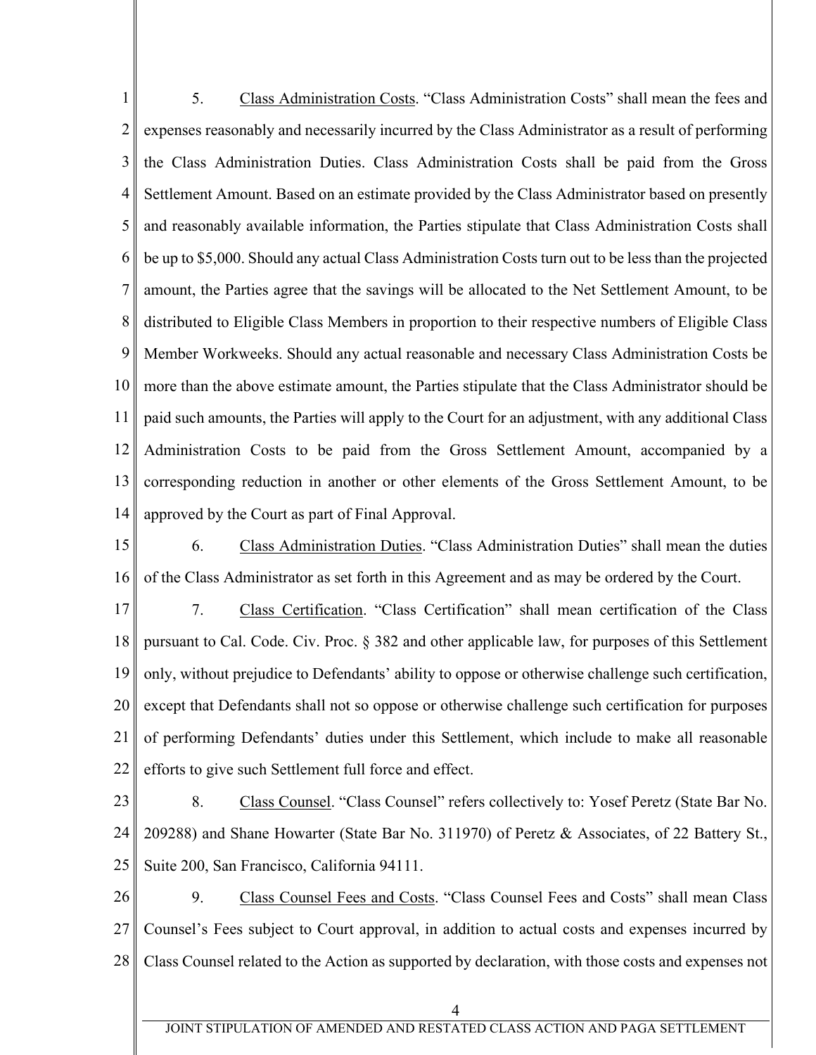5. Class Administration Costs. "Class Administration Costs" shall mean the fees and expenses reasonably and necessarily incurred by the Class Administrator as a result of performing the Class Administration Duties. Class Administration Costs shall be paid from the Gross Settlement Amount. Based on an estimate provided by the Class Administrator based on presently and reasonably available information, the Parties stipulate that Class Administration Costs shall be up to $5,000. Should any actual Class Administration Costs turn out to be less than the projected amount, the Parties agree that the savings will be allocated to the Net Settlement Amount, to be distributed to Eligible Class Members in proportion to their respective numbers of Eligible Class Member Workweeks. Should any actual reasonable and necessary Class Administration Costs be more than the above estimate amount, the Parties stipulate that the Class Administrator should be paid such amounts, the Parties will apply to the Court for an adjustment, with any additional Class Administration Costs to be paid from the Gross Settlement Amount, accompanied by a corresponding reduction in another or other elements of the Gross Settlement Amount, to be approved by the Court as part of Final Approval.

6. Class Administration Duties. "Class Administration Duties" shall mean the duties of the Class Administrator as set forth in this Agreement and as may be ordered by the Court.

7. Class Certification. "Class Certification" shall mean certification of the Class pursuant to Cal. Code. Civ. Proc. § 382 and other applicable law, for purposes of this Settlement only, without prejudice to Defendants' ability to oppose or otherwise challenge such certification, except that Defendants shall not so oppose or otherwise challenge such certification for purposes of performing Defendants' duties under this Settlement, which include to make all reasonable efforts to give such Settlement full force and effect.

8. Class Counsel. "Class Counsel" refers collectively to: Yosef Peretz (State Bar No. 209288) and Shane Howarter (State Bar No. 311970) of Peretz & Associates, of 22 Battery St., Suite 200, San Francisco, California 94111.

9. Class Counsel Fees and Costs. "Class Counsel Fees and Costs" shall mean Class Counsel's Fees subject to Court approval, in addition to actual costs and expenses incurred by Class Counsel related to the Action as supported by declaration, with those costs and expenses not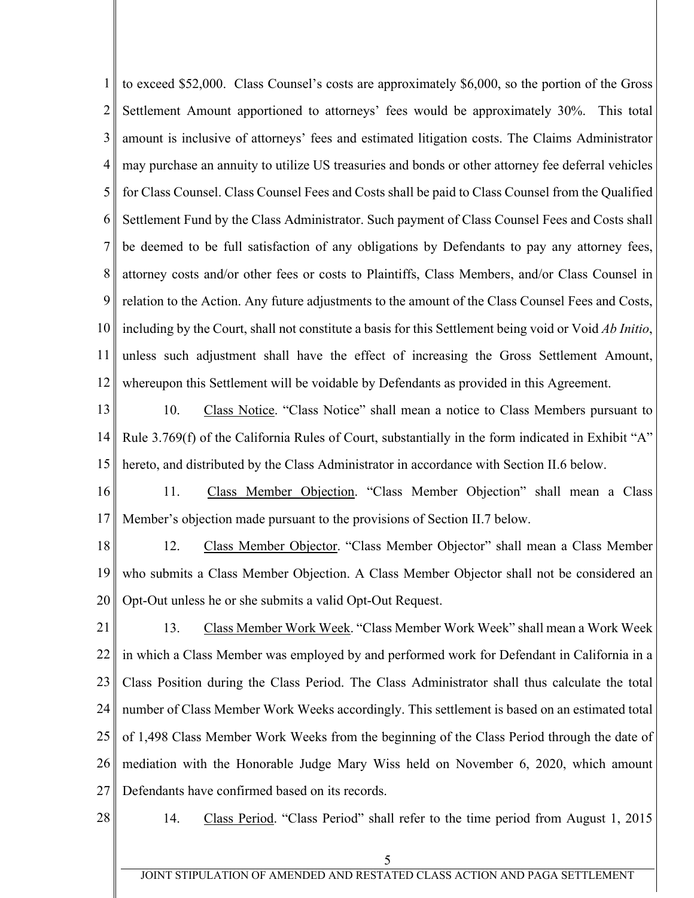to exceed $52,000. Class Counsel's costs are approximately $6,000, so the portion of the Gross Settlement Amount apportioned to attorneys' fees would be approximately 30%. This total amount is inclusive of attorneys' fees and estimated litigation costs. The Claims Administrator may purchase an annuity to utilize US treasuries and bonds or other attorney fee deferral vehicles for Class Counsel. Class Counsel Fees and Costs shall be paid to Class Counsel from the Qualified Settlement Fund by the Class Administrator. Such payment of Class Counsel Fees and Costs shall be deemed to be full satisfaction of any obligations by Defendants to pay any attorney fees, attorney costs and/or other fees or costs to Plaintiffs, Class Members, and/or Class Counsel in relation to the Action. Any future adjustments to the amount of the Class Counsel Fees and Costs, including by the Court, shall not constitute a basis for this Settlement being void or Void *Ab Initio*, unless such adjustment shall have the effect of increasing the Gross Settlement Amount, whereupon this Settlement will be voidable by Defendants as provided in this Agreement.

10. Class Notice. "Class Notice" shall mean a notice to Class Members pursuant to Rule 3.769(f) of the California Rules of Court, substantially in the form indicated in Exhibit "A" hereto, and distributed by the Class Administrator in accordance with Section II.6 below.

11. Class Member Objection. "Class Member Objection" shall mean a Class Member's objection made pursuant to the provisions of Section II.7 below.

12. Class Member Objector. "Class Member Objector" shall mean a Class Member who submits a Class Member Objection. A Class Member Objector shall not be considered an Opt-Out unless he or she submits a valid Opt-Out Request.

13. Class Member Work Week. "Class Member Work Week" shall mean a Work Week in which a Class Member was employed by and performed work for Defendant in California in a Class Position during the Class Period. The Class Administrator shall thus calculate the total number of Class Member Work Weeks accordingly. This settlement is based on an estimated total of 1,498 Class Member Work Weeks from the beginning of the Class Period through the date of mediation with the Honorable Judge Mary Wiss held on November 6, 2020, which amount Defendants have confirmed based on its records.

14. Class Period. "Class Period" shall refer to the time period from August 1, 2015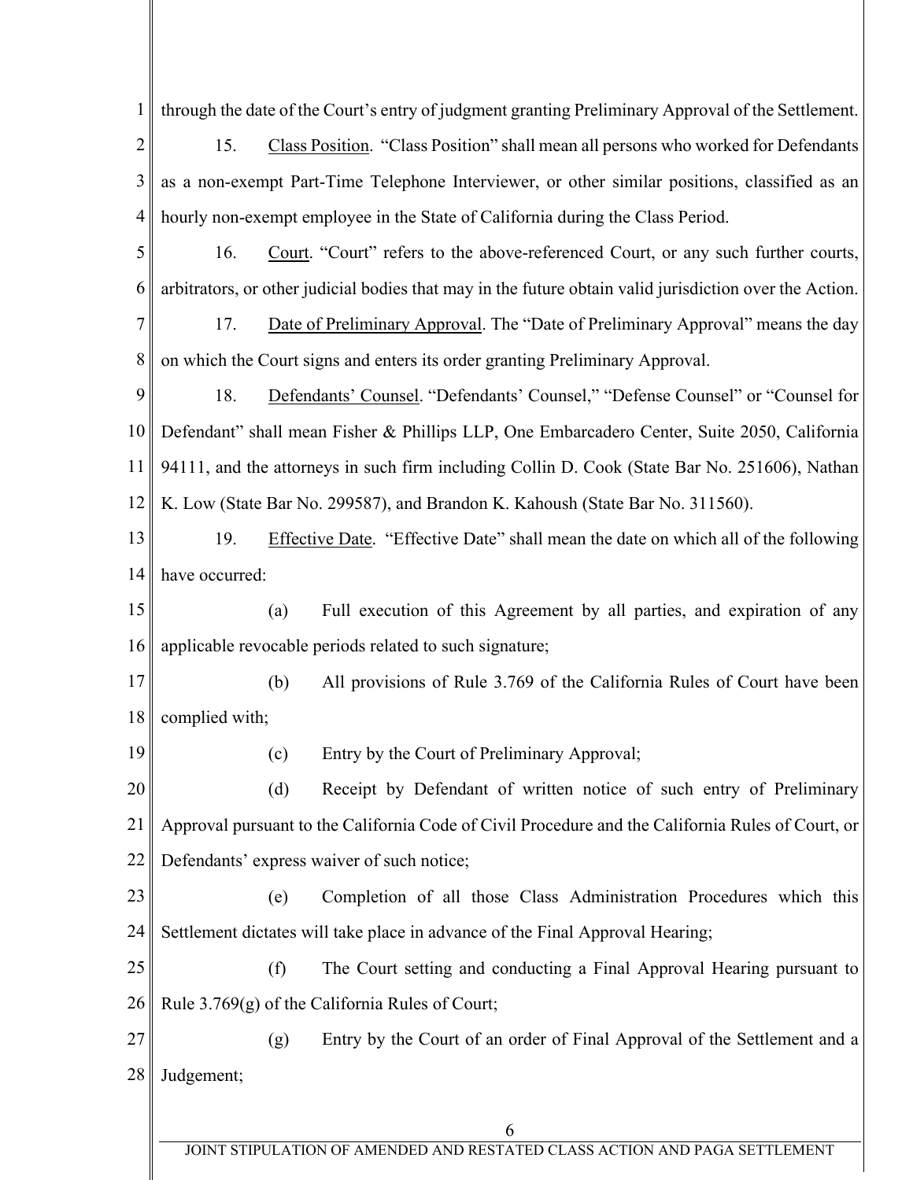through the date of the Court's entry of judgment granting Preliminary Approval of the Settlement.

15. Class Position. "Class Position" shall mean all persons who worked for Defendants as a non-exempt Part-Time Telephone Interviewer, or other similar positions, classified as an hourly non-exempt employee in the State of California during the Class Period.

16. Court. "Court" refers to the above-referenced Court, or any such further courts, arbitrators, or other judicial bodies that may in the future obtain valid jurisdiction over the Action.

17. Date of Preliminary Approval. The "Date of Preliminary Approval" means the day on which the Court signs and enters its order granting Preliminary Approval.

18. Defendants' Counsel. "Defendants' Counsel," "Defense Counsel" or "Counsel for Defendant" shall mean Fisher & Phillips LLP, One Embarcadero Center, Suite 2050, California 94111, and the attorneys in such firm including Collin D. Cook (State Bar No. 251606), Nathan K. Low (State Bar No. 299587), and Brandon K. Kahoush (State Bar No. 311560).

19. Effective Date. "Effective Date" shall mean the date on which all of the following have occurred:

(a) Full execution of this Agreement by all parties, and expiration of any applicable revocable periods related to such signature;

(b) All provisions of Rule 3.769 of the California Rules of Court have been complied with;

(c) Entry by the Court of Preliminary Approval;

(d) Receipt by Defendant of written notice of such entry of Preliminary Approval pursuant to the California Code of Civil Procedure and the California Rules of Court, or Defendants' express waiver of such notice;

(e) Completion of all those Class Administration Procedures which this Settlement dictates will take place in advance of the Final Approval Hearing;

(f) The Court setting and conducting a Final Approval Hearing pursuant to Rule 3.769(g) of the California Rules of Court;

(g) Entry by the Court of an order of Final Approval of the Settlement and a Judgement;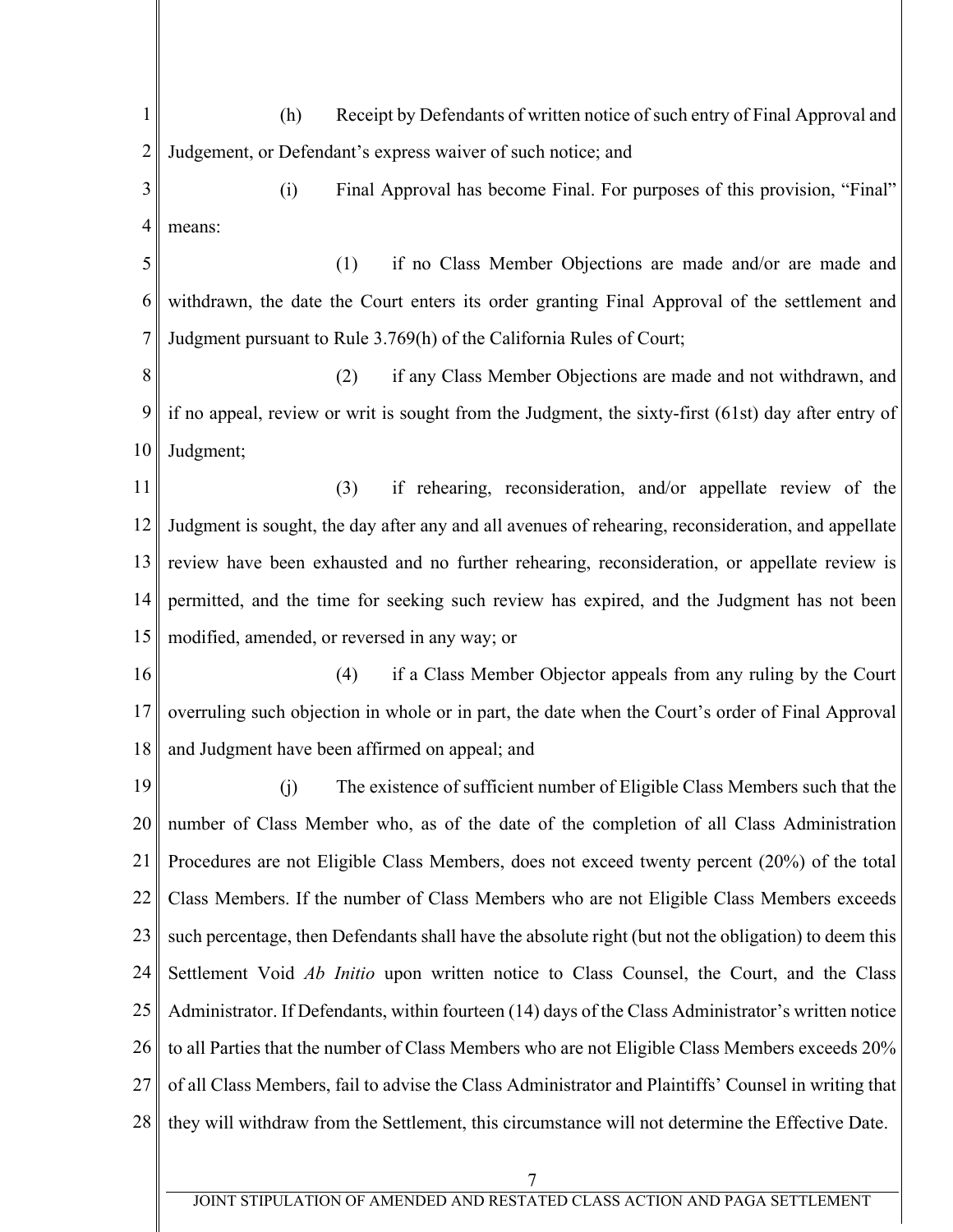(h) Receipt by Defendants of written notice of such entry of Final Approval and Judgement, or Defendant's express waiver of such notice; and

(i) Final Approval has become Final. For purposes of this provision, "Final" means:

(1) if no Class Member Objections are made and/or are made and withdrawn, the date the Court enters its order granting Final Approval of the settlement and Judgment pursuant to Rule 3.769(h) of the California Rules of Court;

(2) if any Class Member Objections are made and not withdrawn, and if no appeal, review or writ is sought from the Judgment, the sixty-first (61st) day after entry of Judgment;

(3) if rehearing, reconsideration, and/or appellate review of the Judgment is sought, the day after any and all avenues of rehearing, reconsideration, and appellate review have been exhausted and no further rehearing, reconsideration, or appellate review is permitted, and the time for seeking such review has expired, and the Judgment has not been modified, amended, or reversed in any way; or

(4) if a Class Member Objector appeals from any ruling by the Court overruling such objection in whole or in part, the date when the Court's order of Final Approval and Judgment have been affirmed on appeal; and

(j) The existence of sufficient number of Eligible Class Members such that the number of Class Member who, as of the date of the completion of all Class Administration Procedures are not Eligible Class Members, does not exceed twenty percent (20%) of the total Class Members. If the number of Class Members who are not Eligible Class Members exceeds such percentage, then Defendants shall have the absolute right (but not the obligation) to deem this Settlement Void *Ab Initio* upon written notice to Class Counsel, the Court, and the Class Administrator. If Defendants, within fourteen (14) days of the Class Administrator's written notice to all Parties that the number of Class Members who are not Eligible Class Members exceeds 20% of all Class Members, fail to advise the Class Administrator and Plaintiffs' Counsel in writing that they will withdraw from the Settlement, this circumstance will not determine the Effective Date.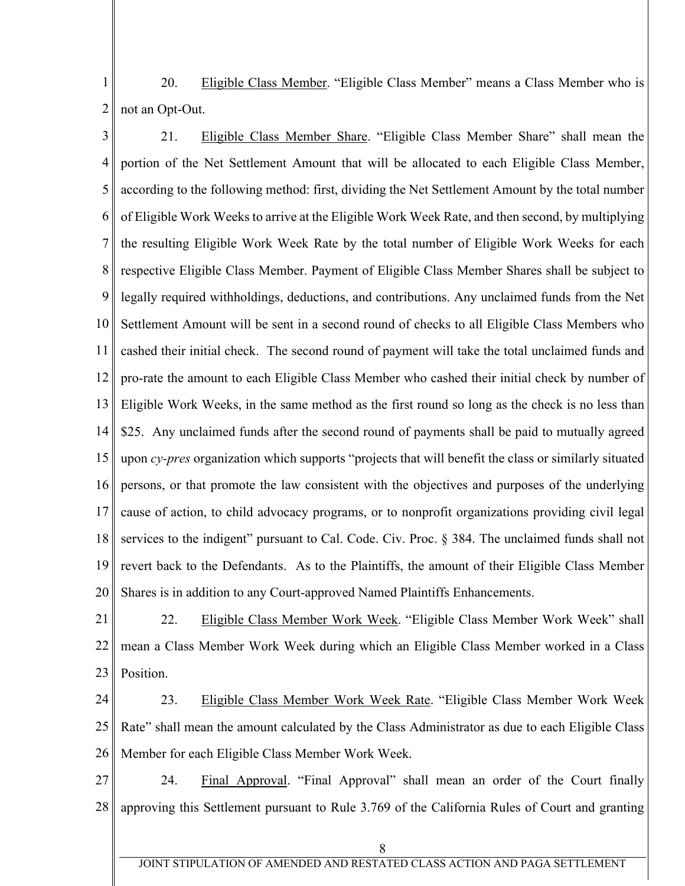20. Eligible Class Member. "Eligible Class Member" means a Class Member who is not an Opt-Out.

21. Eligible Class Member Share. "Eligible Class Member Share" shall mean the portion of the Net Settlement Amount that will be allocated to each Eligible Class Member, according to the following method: first, dividing the Net Settlement Amount by the total number of Eligible Work Weeks to arrive at the Eligible Work Week Rate, and then second, by multiplying the resulting Eligible Work Week Rate by the total number of Eligible Work Weeks for each respective Eligible Class Member. Payment of Eligible Class Member Shares shall be subject to legally required withholdings, deductions, and contributions. Any unclaimed funds from the Net Settlement Amount will be sent in a second round of checks to all Eligible Class Members who cashed their initial check. The second round of payment will take the total unclaimed funds and pro-rate the amount to each Eligible Class Member who cashed their initial check by number of Eligible Work Weeks, in the same method as the first round so long as the check is no less than $25. Any unclaimed funds after the second round of payments shall be paid to mutually agreed upon *cy-pres* organization which supports "projects that will benefit the class or similarly situated persons, or that promote the law consistent with the objectives and purposes of the underlying cause of action, to child advocacy programs, or to nonprofit organizations providing civil legal services to the indigent" pursuant to Cal. Code. Civ. Proc. § 384. The unclaimed funds shall not revert back to the Defendants. As to the Plaintiffs, the amount of their Eligible Class Member Shares is in addition to any Court-approved Named Plaintiffs Enhancements.

22. Eligible Class Member Work Week. "Eligible Class Member Work Week" shall mean a Class Member Work Week during which an Eligible Class Member worked in a Class Position.

23. Eligible Class Member Work Week Rate. "Eligible Class Member Work Week Rate" shall mean the amount calculated by the Class Administrator as due to each Eligible Class Member for each Eligible Class Member Work Week.

24. Final Approval. "Final Approval" shall mean an order of the Court finally approving this Settlement pursuant to Rule 3.769 of the California Rules of Court and granting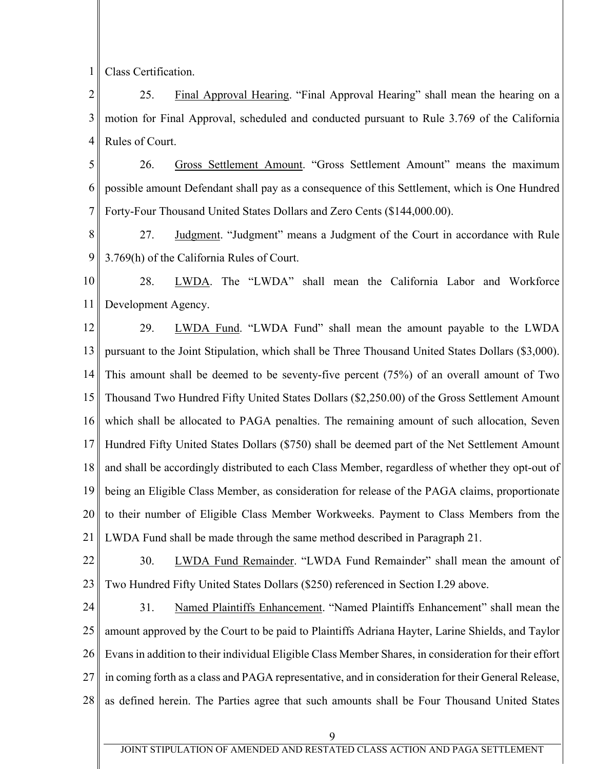Class Certification.

25. Final Approval Hearing. "Final Approval Hearing" shall mean the hearing on a motion for Final Approval, scheduled and conducted pursuant to Rule 3.769 of the California Rules of Court.

26. Gross Settlement Amount. "Gross Settlement Amount" means the maximum possible amount Defendant shall pay as a consequence of this Settlement, which is One Hundred Forty-Four Thousand United States Dollars and Zero Cents ($144,000.00).

27. Judgment. "Judgment" means a Judgment of the Court in accordance with Rule 3.769(h) of the California Rules of Court.

28. LWDA. The "LWDA" shall mean the California Labor and Workforce Development Agency.

29. LWDA Fund. "LWDA Fund" shall mean the amount payable to the LWDA pursuant to the Joint Stipulation, which shall be Three Thousand United States Dollars ($3,000). This amount shall be deemed to be seventy-five percent (75%) of an overall amount of Two Thousand Two Hundred Fifty United States Dollars ($2,250.00) of the Gross Settlement Amount which shall be allocated to PAGA penalties. The remaining amount of such allocation, Seven Hundred Fifty United States Dollars ($750) shall be deemed part of the Net Settlement Amount and shall be accordingly distributed to each Class Member, regardless of whether they opt-out of being an Eligible Class Member, as consideration for release of the PAGA claims, proportionate to their number of Eligible Class Member Workweeks. Payment to Class Members from the LWDA Fund shall be made through the same method described in Paragraph 21.

30. LWDA Fund Remainder. "LWDA Fund Remainder" shall mean the amount of Two Hundred Fifty United States Dollars ($250) referenced in Section I.29 above.

31. Named Plaintiffs Enhancement. "Named Plaintiffs Enhancement" shall mean the amount approved by the Court to be paid to Plaintiffs Adriana Hayter, Larine Shields, and Taylor Evans in addition to their individual Eligible Class Member Shares, in consideration for their effort in coming forth as a class and PAGA representative, and in consideration for their General Release, as defined herein. The Parties agree that such amounts shall be Four Thousand United States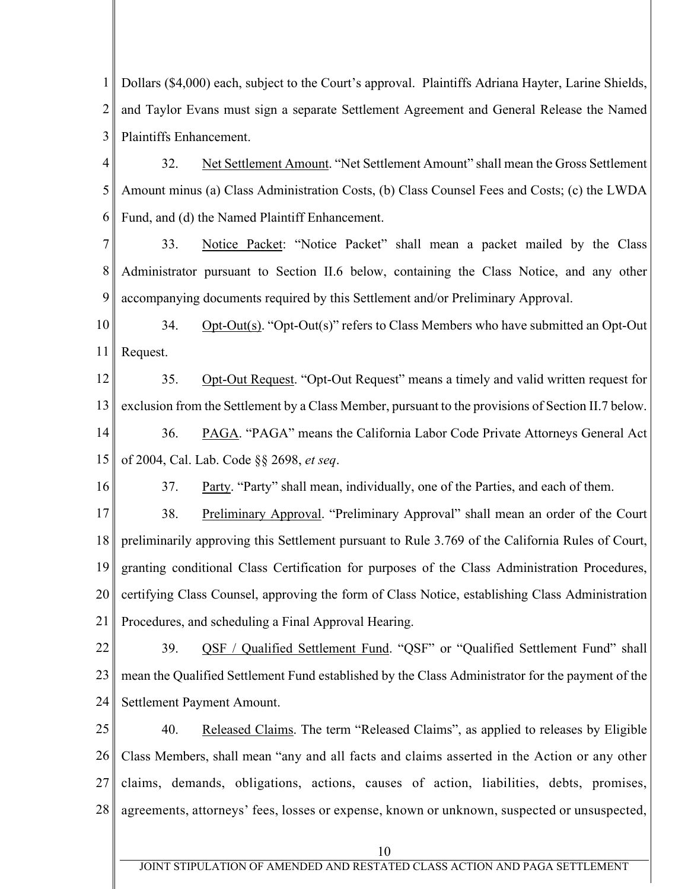Dollars ($4,000) each, subject to the Court's approval. Plaintiffs Adriana Hayter, Larine Shields, and Taylor Evans must sign a separate Settlement Agreement and General Release the Named Plaintiffs Enhancement.

32. Net Settlement Amount. "Net Settlement Amount" shall mean the Gross Settlement Amount minus (a) Class Administration Costs, (b) Class Counsel Fees and Costs; (c) the LWDA Fund, and (d) the Named Plaintiff Enhancement.

33. Notice Packet: "Notice Packet" shall mean a packet mailed by the Class Administrator pursuant to Section II.6 below, containing the Class Notice, and any other accompanying documents required by this Settlement and/or Preliminary Approval.

34. Opt-Out(s). "Opt-Out(s)" refers to Class Members who have submitted an Opt-Out Request.

35. Opt-Out Request. "Opt-Out Request" means a timely and valid written request for exclusion from the Settlement by a Class Member, pursuant to the provisions of Section II.7 below.

36. PAGA. "PAGA" means the California Labor Code Private Attorneys General Act of 2004, Cal. Lab. Code §§ 2698, *et seq*.

37. Party. "Party" shall mean, individually, one of the Parties, and each of them.

38. Preliminary Approval. "Preliminary Approval" shall mean an order of the Court preliminarily approving this Settlement pursuant to Rule 3.769 of the California Rules of Court, granting conditional Class Certification for purposes of the Class Administration Procedures, certifying Class Counsel, approving the form of Class Notice, establishing Class Administration Procedures, and scheduling a Final Approval Hearing.

39. QSF / Qualified Settlement Fund. "QSF" or "Qualified Settlement Fund" shall mean the Qualified Settlement Fund established by the Class Administrator for the payment of the Settlement Payment Amount.

40. Released Claims. The term "Released Claims", as applied to releases by Eligible Class Members, shall mean "any and all facts and claims asserted in the Action or any other claims, demands, obligations, actions, causes of action, liabilities, debts, promises, agreements, attorneys' fees, losses or expense, known or unknown, suspected or unsuspected,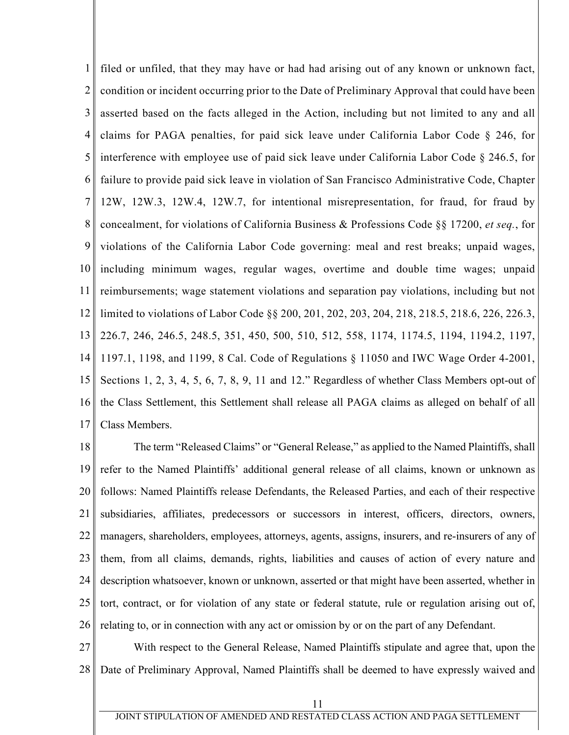filed or unfiled, that they may have or had had arising out of any known or unknown fact, condition or incident occurring prior to the Date of Preliminary Approval that could have been asserted based on the facts alleged in the Action, including but not limited to any and all claims for PAGA penalties, for paid sick leave under California Labor Code § 246, for interference with employee use of paid sick leave under California Labor Code § 246.5, for failure to provide paid sick leave in violation of San Francisco Administrative Code, Chapter 12W, 12W.3, 12W.4, 12W.7, for intentional misrepresentation, for fraud, for fraud by concealment, for violations of California Business & Professions Code §§ 17200, *et seq.*, for violations of the California Labor Code governing: meal and rest breaks; unpaid wages, including minimum wages, regular wages, overtime and double time wages; unpaid reimbursements; wage statement violations and separation pay violations, including but not limited to violations of Labor Code §§ 200, 201, 202, 203, 204, 218, 218.5, 218.6, 226, 226.3, 226.7, 246, 246.5, 248.5, 351, 450, 500, 510, 512, 558, 1174, 1174.5, 1194, 1194.2, 1197, 1197.1, 1198, and 1199, 8 Cal. Code of Regulations § 11050 and IWC Wage Order 4-2001, Sections 1, 2, 3, 4, 5, 6, 7, 8, 9, 11 and 12." Regardless of whether Class Members opt-out of the Class Settlement, this Settlement shall release all PAGA claims as alleged on behalf of all Class Members.

The term "Released Claims" or "General Release," as applied to the Named Plaintiffs, shall refer to the Named Plaintiffs' additional general release of all claims, known or unknown as follows: Named Plaintiffs release Defendants, the Released Parties, and each of their respective subsidiaries, affiliates, predecessors or successors in interest, officers, directors, owners, managers, shareholders, employees, attorneys, agents, assigns, insurers, and re-insurers of any of them, from all claims, demands, rights, liabilities and causes of action of every nature and description whatsoever, known or unknown, asserted or that might have been asserted, whether in tort, contract, or for violation of any state or federal statute, rule or regulation arising out of, relating to, or in connection with any act or omission by or on the part of any Defendant.

With respect to the General Release, Named Plaintiffs stipulate and agree that, upon the Date of Preliminary Approval, Named Plaintiffs shall be deemed to have expressly waived and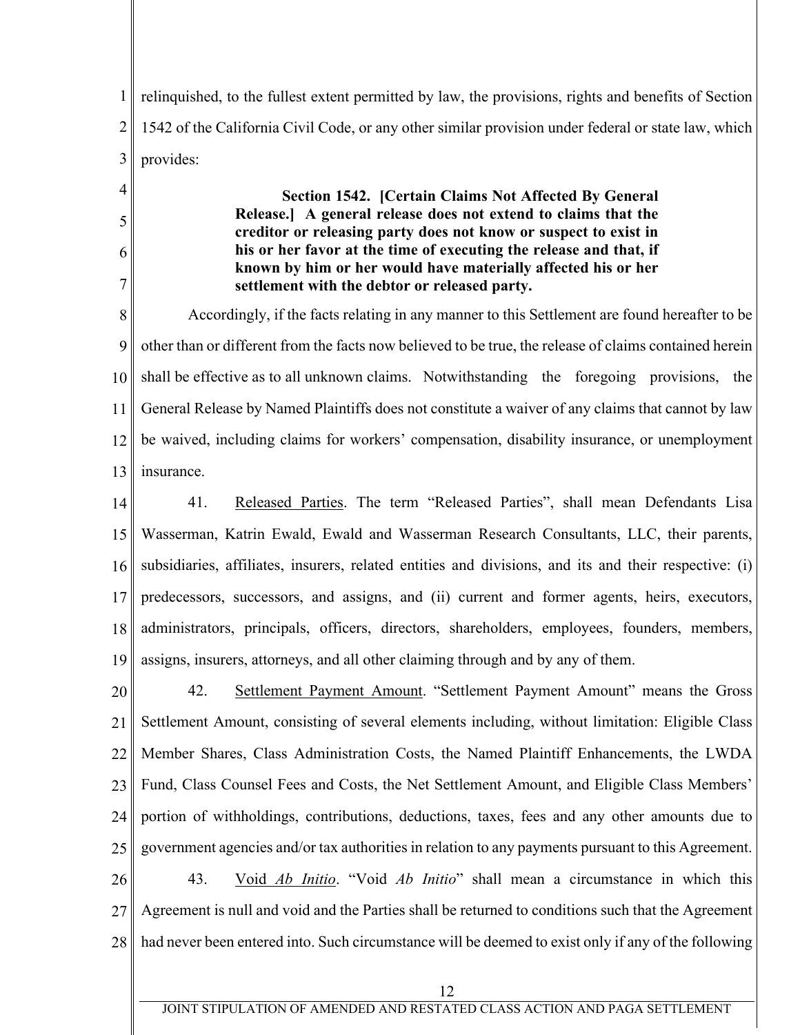relinquished, to the fullest extent permitted by law, the provisions, rights and benefits of Section 1542 of the California Civil Code, or any other similar provision under federal or state law, which provides:

> **Section 1542. [Certain Claims Not Affected By General Release.] A general release does not extend to claims that the creditor or releasing party does not know or suspect to exist in his or her favor at the time of executing the release and that, if known by him or her would have materially affected his or her settlement with the debtor or released party.**

Accordingly, if the facts relating in any manner to this Settlement are found hereafter to be other than or different from the facts now believed to be true, the release of claims contained herein shall be effective as to all unknown claims. Notwithstanding the foregoing provisions, the General Release by Named Plaintiffs does not constitute a waiver of any claims that cannot by law be waived, including claims for workers' compensation, disability insurance, or unemployment insurance.

41. Released Parties. The term "Released Parties", shall mean Defendants Lisa Wasserman, Katrin Ewald, Ewald and Wasserman Research Consultants, LLC, their parents, subsidiaries, affiliates, insurers, related entities and divisions, and its and their respective: (i) predecessors, successors, and assigns, and (ii) current and former agents, heirs, executors, administrators, principals, officers, directors, shareholders, employees, founders, members, assigns, insurers, attorneys, and all other claiming through and by any of them.

42. Settlement Payment Amount. "Settlement Payment Amount" means the Gross Settlement Amount, consisting of several elements including, without limitation: Eligible Class Member Shares, Class Administration Costs, the Named Plaintiff Enhancements, the LWDA Fund, Class Counsel Fees and Costs, the Net Settlement Amount, and Eligible Class Members' portion of withholdings, contributions, deductions, taxes, fees and any other amounts due to government agencies and/or tax authorities in relation to any payments pursuant to this Agreement.

43. Void *Ab Initio*. "Void *Ab Initio*" shall mean a circumstance in which this Agreement is null and void and the Parties shall be returned to conditions such that the Agreement had never been entered into. Such circumstance will be deemed to exist only if any of the following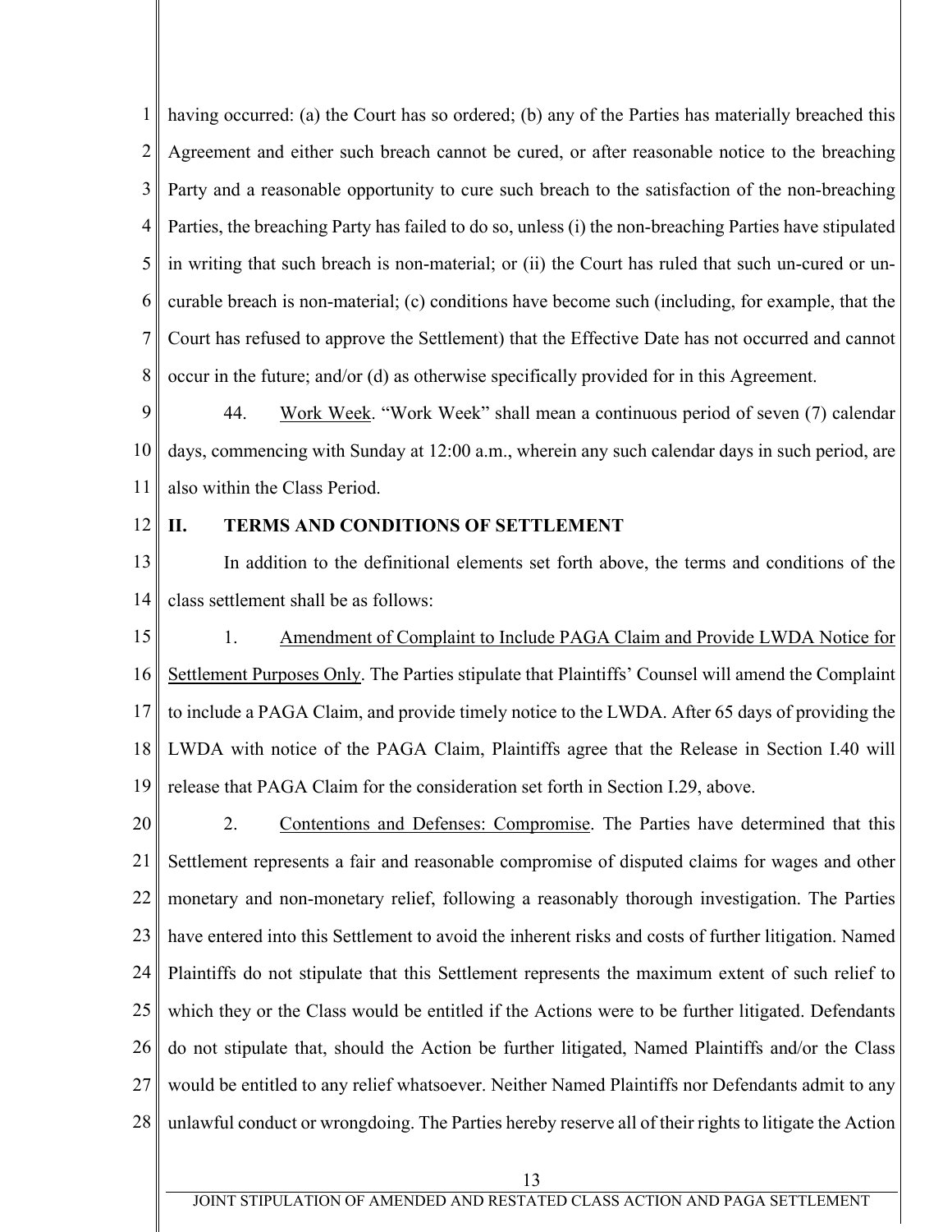having occurred: (a) the Court has so ordered; (b) any of the Parties has materially breached this Agreement and either such breach cannot be cured, or after reasonable notice to the breaching Party and a reasonable opportunity to cure such breach to the satisfaction of the non-breaching Parties, the breaching Party has failed to do so, unless (i) the non-breaching Parties have stipulated in writing that such breach is non-material; or (ii) the Court has ruled that such un-cured or un-curable breach is non-material; (c) conditions have become such (including, for example, that the Court has refused to approve the Settlement) that the Effective Date has not occurred and cannot occur in the future; and/or (d) as otherwise specifically provided for in this Agreement.

44. Work Week. "Work Week" shall mean a continuous period of seven (7) calendar days, commencing with Sunday at 12:00 a.m., wherein any such calendar days in such period, are also within the Class Period.

## II. TERMS AND CONDITIONS OF SETTLEMENT

In addition to the definitional elements set forth above, the terms and conditions of the class settlement shall be as follows:

1. Amendment of Complaint to Include PAGA Claim and Provide LWDA Notice for Settlement Purposes Only. The Parties stipulate that Plaintiffs' Counsel will amend the Complaint to include a PAGA Claim, and provide timely notice to the LWDA. After 65 days of providing the LWDA with notice of the PAGA Claim, Plaintiffs agree that the Release in Section I.40 will release that PAGA Claim for the consideration set forth in Section I.29, above.

2. Contentions and Defenses: Compromise. The Parties have determined that this Settlement represents a fair and reasonable compromise of disputed claims for wages and other monetary and non-monetary relief, following a reasonably thorough investigation. The Parties have entered into this Settlement to avoid the inherent risks and costs of further litigation. Named Plaintiffs do not stipulate that this Settlement represents the maximum extent of such relief to which they or the Class would be entitled if the Actions were to be further litigated. Defendants do not stipulate that, should the Action be further litigated, Named Plaintiffs and/or the Class would be entitled to any relief whatsoever. Neither Named Plaintiffs nor Defendants admit to any unlawful conduct or wrongdoing. The Parties hereby reserve all of their rights to litigate the Action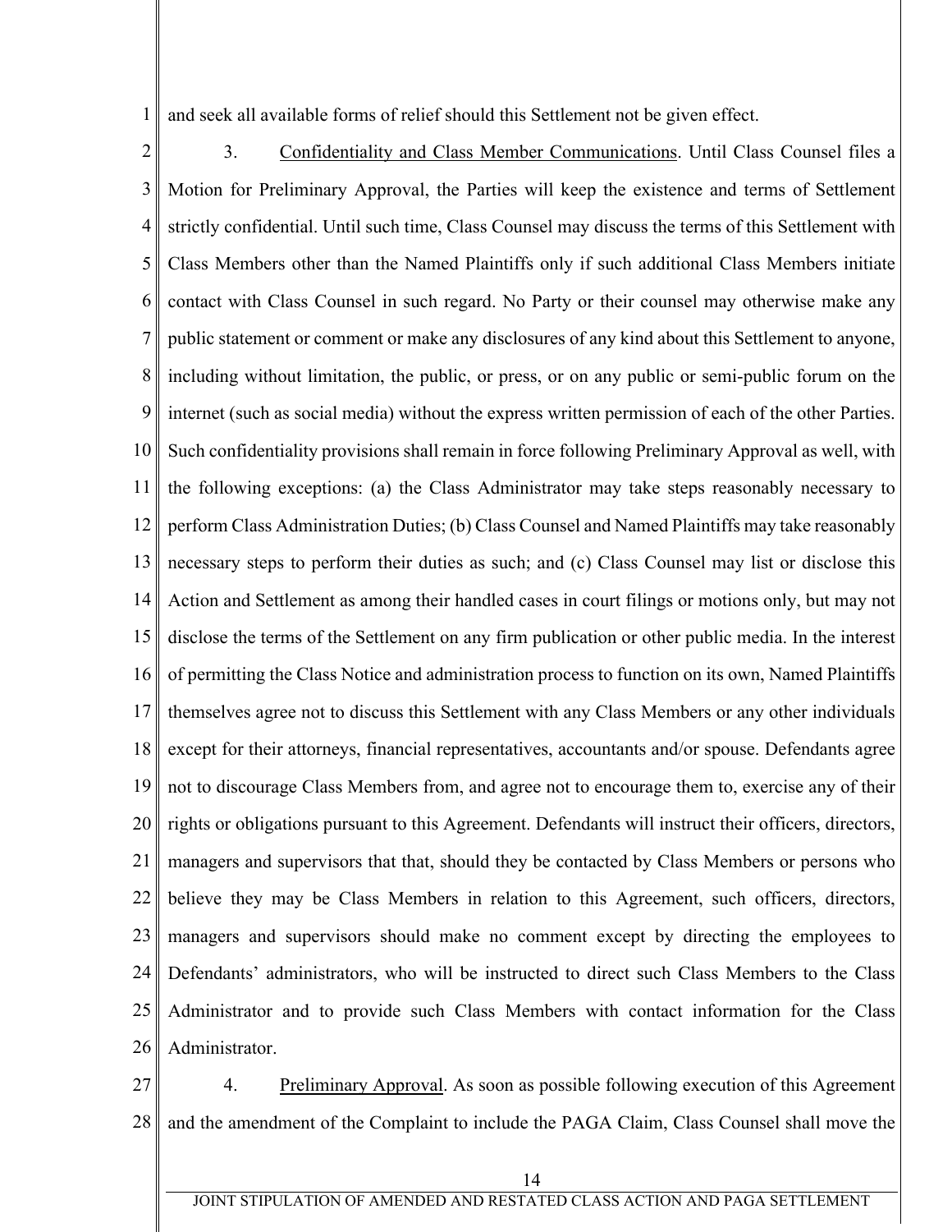and seek all available forms of relief should this Settlement not be given effect.

3. Confidentiality and Class Member Communications. Until Class Counsel files a Motion for Preliminary Approval, the Parties will keep the existence and terms of Settlement strictly confidential. Until such time, Class Counsel may discuss the terms of this Settlement with Class Members other than the Named Plaintiffs only if such additional Class Members initiate contact with Class Counsel in such regard. No Party or their counsel may otherwise make any public statement or comment or make any disclosures of any kind about this Settlement to anyone, including without limitation, the public, or press, or on any public or semi-public forum on the internet (such as social media) without the express written permission of each of the other Parties. Such confidentiality provisions shall remain in force following Preliminary Approval as well, with the following exceptions: (a) the Class Administrator may take steps reasonably necessary to perform Class Administration Duties; (b) Class Counsel and Named Plaintiffs may take reasonably necessary steps to perform their duties as such; and (c) Class Counsel may list or disclose this Action and Settlement as among their handled cases in court filings or motions only, but may not disclose the terms of the Settlement on any firm publication or other public media. In the interest of permitting the Class Notice and administration process to function on its own, Named Plaintiffs themselves agree not to discuss this Settlement with any Class Members or any other individuals except for their attorneys, financial representatives, accountants and/or spouse. Defendants agree not to discourage Class Members from, and agree not to encourage them to, exercise any of their rights or obligations pursuant to this Agreement. Defendants will instruct their officers, directors, managers and supervisors that that, should they be contacted by Class Members or persons who believe they may be Class Members in relation to this Agreement, such officers, directors, managers and supervisors should make no comment except by directing the employees to Defendants' administrators, who will be instructed to direct such Class Members to the Class Administrator and to provide such Class Members with contact information for the Class Administrator.

4. Preliminary Approval. As soon as possible following execution of this Agreement and the amendment of the Complaint to include the PAGA Claim, Class Counsel shall move the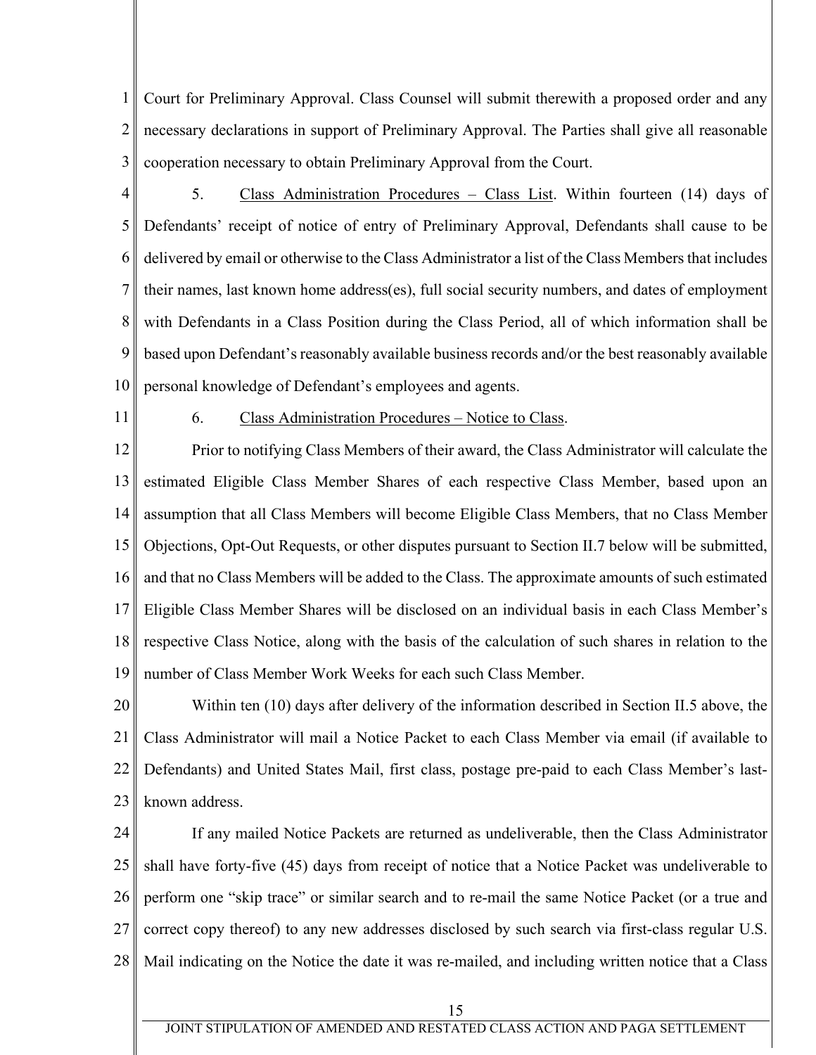Court for Preliminary Approval. Class Counsel will submit therewith a proposed order and any necessary declarations in support of Preliminary Approval. The Parties shall give all reasonable cooperation necessary to obtain Preliminary Approval from the Court.

5. Class Administration Procedures – Class List. Within fourteen (14) days of Defendants' receipt of notice of entry of Preliminary Approval, Defendants shall cause to be delivered by email or otherwise to the Class Administrator a list of the Class Members that includes their names, last known home address(es), full social security numbers, and dates of employment with Defendants in a Class Position during the Class Period, all of which information shall be based upon Defendant's reasonably available business records and/or the best reasonably available personal knowledge of Defendant's employees and agents.

6. Class Administration Procedures – Notice to Class.

Prior to notifying Class Members of their award, the Class Administrator will calculate the estimated Eligible Class Member Shares of each respective Class Member, based upon an assumption that all Class Members will become Eligible Class Members, that no Class Member Objections, Opt-Out Requests, or other disputes pursuant to Section II.7 below will be submitted, and that no Class Members will be added to the Class. The approximate amounts of such estimated Eligible Class Member Shares will be disclosed on an individual basis in each Class Member's respective Class Notice, along with the basis of the calculation of such shares in relation to the number of Class Member Work Weeks for each such Class Member.

Within ten (10) days after delivery of the information described in Section II.5 above, the Class Administrator will mail a Notice Packet to each Class Member via email (if available to Defendants) and United States Mail, first class, postage pre-paid to each Class Member's last-known address.

If any mailed Notice Packets are returned as undeliverable, then the Class Administrator shall have forty-five (45) days from receipt of notice that a Notice Packet was undeliverable to perform one "skip trace" or similar search and to re-mail the same Notice Packet (or a true and correct copy thereof) to any new addresses disclosed by such search via first-class regular U.S. Mail indicating on the Notice the date it was re-mailed, and including written notice that a Class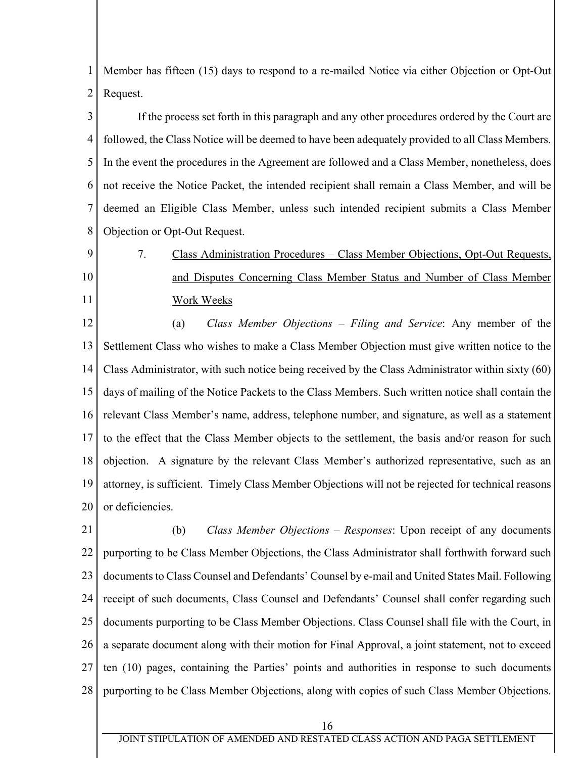Member has fifteen (15) days to respond to a re-mailed Notice via either Objection or Opt-Out Request.

If the process set forth in this paragraph and any other procedures ordered by the Court are followed, the Class Notice will be deemed to have been adequately provided to all Class Members. In the event the procedures in the Agreement are followed and a Class Member, nonetheless, does not receive the Notice Packet, the intended recipient shall remain a Class Member, and will be deemed an Eligible Class Member, unless such intended recipient submits a Class Member Objection or Opt-Out Request.

7. Class Administration Procedures – Class Member Objections, Opt-Out Requests, and Disputes Concerning Class Member Status and Number of Class Member Work Weeks

(a) *Class Member Objections – Filing and Service*: Any member of the Settlement Class who wishes to make a Class Member Objection must give written notice to the Class Administrator, with such notice being received by the Class Administrator within sixty (60) days of mailing of the Notice Packets to the Class Members. Such written notice shall contain the relevant Class Member's name, address, telephone number, and signature, as well as a statement to the effect that the Class Member objects to the settlement, the basis and/or reason for such objection. A signature by the relevant Class Member's authorized representative, such as an attorney, is sufficient. Timely Class Member Objections will not be rejected for technical reasons or deficiencies.

(b) *Class Member Objections – Responses*: Upon receipt of any documents purporting to be Class Member Objections, the Class Administrator shall forthwith forward such documents to Class Counsel and Defendants' Counsel by e-mail and United States Mail. Following receipt of such documents, Class Counsel and Defendants' Counsel shall confer regarding such documents purporting to be Class Member Objections. Class Counsel shall file with the Court, in a separate document along with their motion for Final Approval, a joint statement, not to exceed ten (10) pages, containing the Parties' points and authorities in response to such documents purporting to be Class Member Objections, along with copies of such Class Member Objections.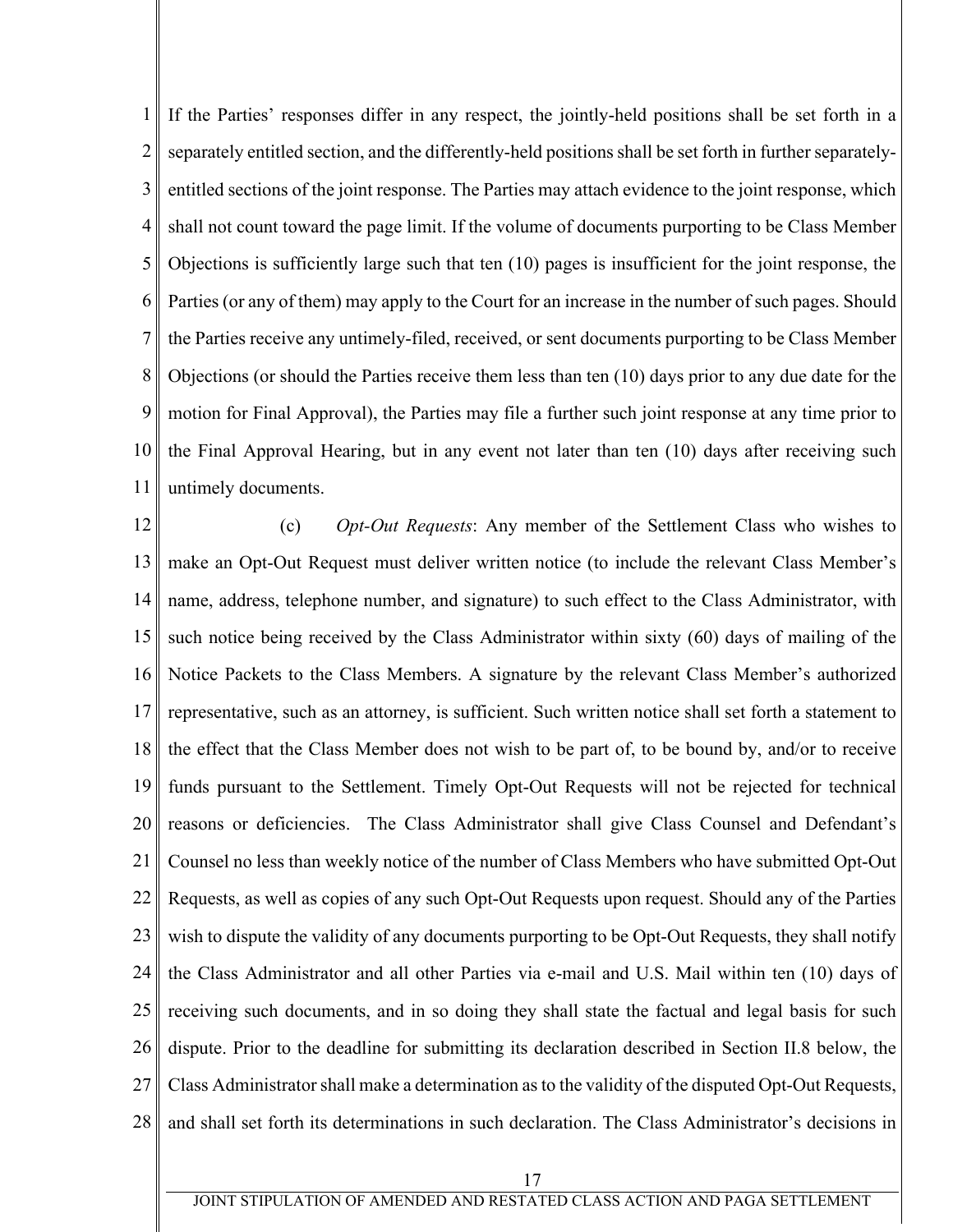If the Parties' responses differ in any respect, the jointly-held positions shall be set forth in a separately entitled section, and the differently-held positions shall be set forth in further separately-entitled sections of the joint response. The Parties may attach evidence to the joint response, which shall not count toward the page limit. If the volume of documents purporting to be Class Member Objections is sufficiently large such that ten (10) pages is insufficient for the joint response, the Parties (or any of them) may apply to the Court for an increase in the number of such pages. Should the Parties receive any untimely-filed, received, or sent documents purporting to be Class Member Objections (or should the Parties receive them less than ten (10) days prior to any due date for the motion for Final Approval), the Parties may file a further such joint response at any time prior to the Final Approval Hearing, but in any event not later than ten (10) days after receiving such untimely documents.

(c) *Opt-Out Requests*: Any member of the Settlement Class who wishes to make an Opt-Out Request must deliver written notice (to include the relevant Class Member's name, address, telephone number, and signature) to such effect to the Class Administrator, with such notice being received by the Class Administrator within sixty (60) days of mailing of the Notice Packets to the Class Members. A signature by the relevant Class Member's authorized representative, such as an attorney, is sufficient. Such written notice shall set forth a statement to the effect that the Class Member does not wish to be part of, to be bound by, and/or to receive funds pursuant to the Settlement. Timely Opt-Out Requests will not be rejected for technical reasons or deficiencies. The Class Administrator shall give Class Counsel and Defendant's Counsel no less than weekly notice of the number of Class Members who have submitted Opt-Out Requests, as well as copies of any such Opt-Out Requests upon request. Should any of the Parties wish to dispute the validity of any documents purporting to be Opt-Out Requests, they shall notify the Class Administrator and all other Parties via e-mail and U.S. Mail within ten (10) days of receiving such documents, and in so doing they shall state the factual and legal basis for such dispute. Prior to the deadline for submitting its declaration described in Section II.8 below, the Class Administrator shall make a determination as to the validity of the disputed Opt-Out Requests, and shall set forth its determinations in such declaration. The Class Administrator's decisions in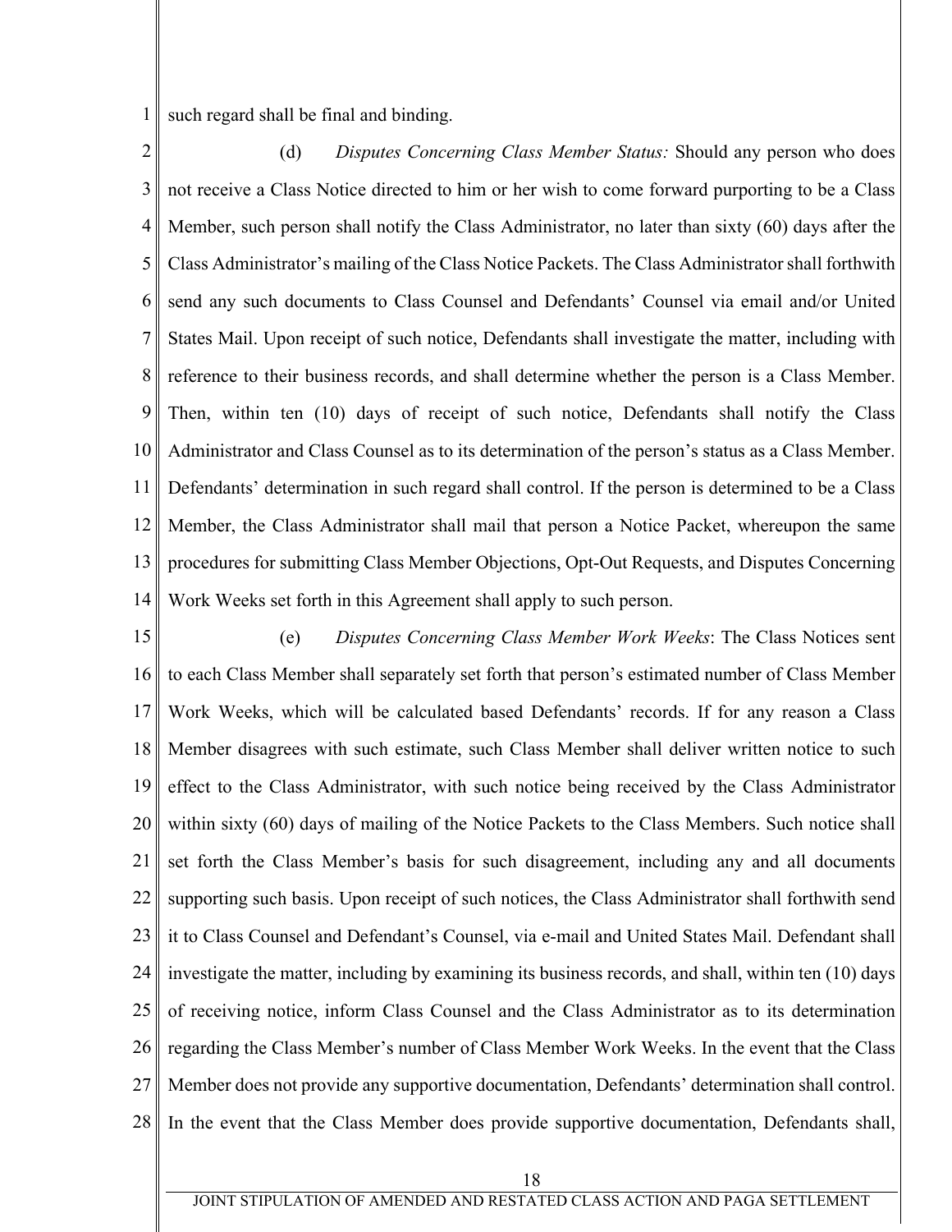such regard shall be final and binding.

(d) *Disputes Concerning Class Member Status:* Should any person who does not receive a Class Notice directed to him or her wish to come forward purporting to be a Class Member, such person shall notify the Class Administrator, no later than sixty (60) days after the Class Administrator's mailing of the Class Notice Packets. The Class Administrator shall forthwith send any such documents to Class Counsel and Defendants' Counsel via email and/or United States Mail. Upon receipt of such notice, Defendants shall investigate the matter, including with reference to their business records, and shall determine whether the person is a Class Member. Then, within ten (10) days of receipt of such notice, Defendants shall notify the Class Administrator and Class Counsel as to its determination of the person's status as a Class Member. Defendants' determination in such regard shall control. If the person is determined to be a Class Member, the Class Administrator shall mail that person a Notice Packet, whereupon the same procedures for submitting Class Member Objections, Opt-Out Requests, and Disputes Concerning Work Weeks set forth in this Agreement shall apply to such person.

(e) *Disputes Concerning Class Member Work Weeks*: The Class Notices sent to each Class Member shall separately set forth that person's estimated number of Class Member Work Weeks, which will be calculated based Defendants' records. If for any reason a Class Member disagrees with such estimate, such Class Member shall deliver written notice to such effect to the Class Administrator, with such notice being received by the Class Administrator within sixty (60) days of mailing of the Notice Packets to the Class Members. Such notice shall set forth the Class Member's basis for such disagreement, including any and all documents supporting such basis. Upon receipt of such notices, the Class Administrator shall forthwith send it to Class Counsel and Defendant's Counsel, via e-mail and United States Mail. Defendant shall investigate the matter, including by examining its business records, and shall, within ten (10) days of receiving notice, inform Class Counsel and the Class Administrator as to its determination regarding the Class Member's number of Class Member Work Weeks. In the event that the Class Member does not provide any supportive documentation, Defendants' determination shall control. In the event that the Class Member does provide supportive documentation, Defendants shall,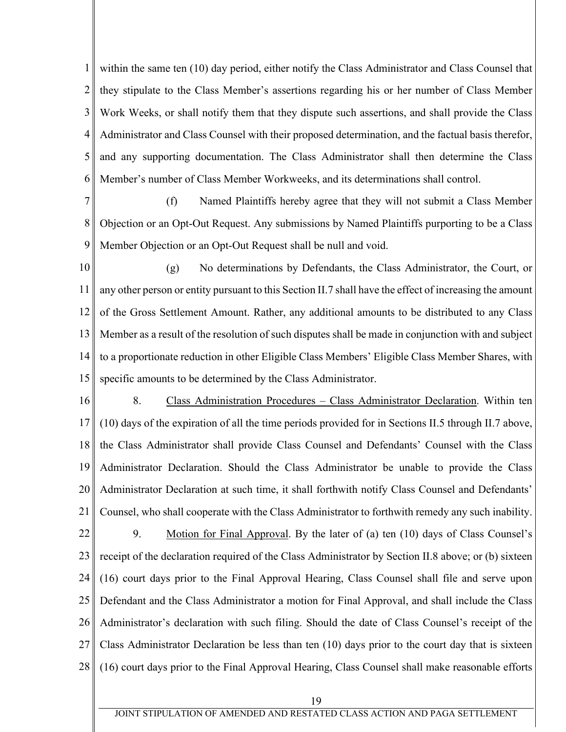within the same ten (10) day period, either notify the Class Administrator and Class Counsel that they stipulate to the Class Member's assertions regarding his or her number of Class Member Work Weeks, or shall notify them that they dispute such assertions, and shall provide the Class Administrator and Class Counsel with their proposed determination, and the factual basis therefor, and any supporting documentation. The Class Administrator shall then determine the Class Member's number of Class Member Workweeks, and its determinations shall control.

(f) Named Plaintiffs hereby agree that they will not submit a Class Member Objection or an Opt-Out Request. Any submissions by Named Plaintiffs purporting to be a Class Member Objection or an Opt-Out Request shall be null and void.

(g) No determinations by Defendants, the Class Administrator, the Court, or any other person or entity pursuant to this Section II.7 shall have the effect of increasing the amount of the Gross Settlement Amount. Rather, any additional amounts to be distributed to any Class Member as a result of the resolution of such disputes shall be made in conjunction with and subject to a proportionate reduction in other Eligible Class Members' Eligible Class Member Shares, with specific amounts to be determined by the Class Administrator.

8. Class Administration Procedures – Class Administrator Declaration. Within ten (10) days of the expiration of all the time periods provided for in Sections II.5 through II.7 above, the Class Administrator shall provide Class Counsel and Defendants' Counsel with the Class Administrator Declaration. Should the Class Administrator be unable to provide the Class Administrator Declaration at such time, it shall forthwith notify Class Counsel and Defendants' Counsel, who shall cooperate with the Class Administrator to forthwith remedy any such inability.

9. Motion for Final Approval. By the later of (a) ten (10) days of Class Counsel's receipt of the declaration required of the Class Administrator by Section II.8 above; or (b) sixteen (16) court days prior to the Final Approval Hearing, Class Counsel shall file and serve upon Defendant and the Class Administrator a motion for Final Approval, and shall include the Class Administrator's declaration with such filing. Should the date of Class Counsel's receipt of the Class Administrator Declaration be less than ten (10) days prior to the court day that is sixteen (16) court days prior to the Final Approval Hearing, Class Counsel shall make reasonable efforts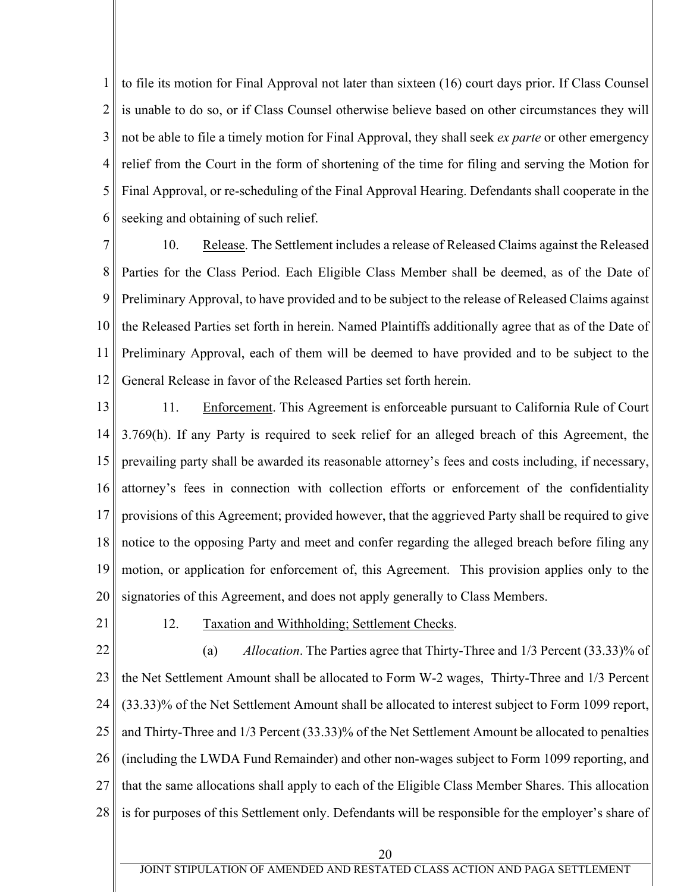to file its motion for Final Approval not later than sixteen (16) court days prior. If Class Counsel is unable to do so, or if Class Counsel otherwise believe based on other circumstances they will not be able to file a timely motion for Final Approval, they shall seek *ex parte* or other emergency relief from the Court in the form of shortening of the time for filing and serving the Motion for Final Approval, or re-scheduling of the Final Approval Hearing. Defendants shall cooperate in the seeking and obtaining of such relief.

10. Release. The Settlement includes a release of Released Claims against the Released Parties for the Class Period. Each Eligible Class Member shall be deemed, as of the Date of Preliminary Approval, to have provided and to be subject to the release of Released Claims against the Released Parties set forth in herein. Named Plaintiffs additionally agree that as of the Date of Preliminary Approval, each of them will be deemed to have provided and to be subject to the General Release in favor of the Released Parties set forth herein.

11. Enforcement. This Agreement is enforceable pursuant to California Rule of Court 3.769(h). If any Party is required to seek relief for an alleged breach of this Agreement, the prevailing party shall be awarded its reasonable attorney's fees and costs including, if necessary, attorney's fees in connection with collection efforts or enforcement of the confidentiality provisions of this Agreement; provided however, that the aggrieved Party shall be required to give notice to the opposing Party and meet and confer regarding the alleged breach before filing any motion, or application for enforcement of, this Agreement. This provision applies only to the signatories of this Agreement, and does not apply generally to Class Members.

12. Taxation and Withholding; Settlement Checks.

(a) *Allocation*. The Parties agree that Thirty-Three and 1/3 Percent (33.33)% of the Net Settlement Amount shall be allocated to Form W-2 wages, Thirty-Three and 1/3 Percent (33.33)% of the Net Settlement Amount shall be allocated to interest subject to Form 1099 report, and Thirty-Three and 1/3 Percent (33.33)% of the Net Settlement Amount be allocated to penalties (including the LWDA Fund Remainder) and other non-wages subject to Form 1099 reporting, and that the same allocations shall apply to each of the Eligible Class Member Shares. This allocation is for purposes of this Settlement only. Defendants will be responsible for the employer's share of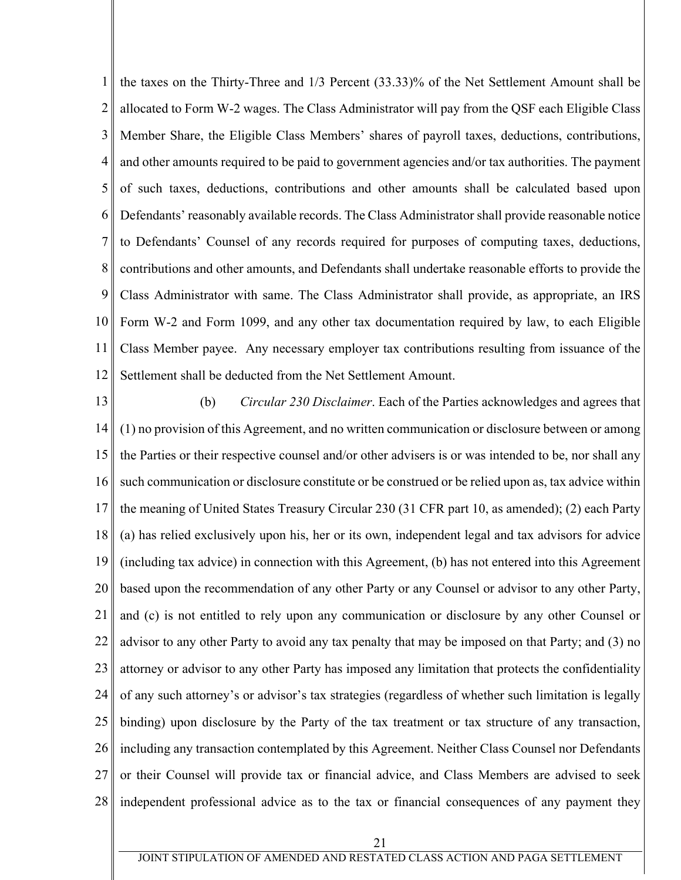the taxes on the Thirty-Three and 1/3 Percent (33.33)% of the Net Settlement Amount shall be allocated to Form W-2 wages. The Class Administrator will pay from the QSF each Eligible Class Member Share, the Eligible Class Members' shares of payroll taxes, deductions, contributions, and other amounts required to be paid to government agencies and/or tax authorities. The payment of such taxes, deductions, contributions and other amounts shall be calculated based upon Defendants' reasonably available records. The Class Administrator shall provide reasonable notice to Defendants' Counsel of any records required for purposes of computing taxes, deductions, contributions and other amounts, and Defendants shall undertake reasonable efforts to provide the Class Administrator with same. The Class Administrator shall provide, as appropriate, an IRS Form W-2 and Form 1099, and any other tax documentation required by law, to each Eligible Class Member payee. Any necessary employer tax contributions resulting from issuance of the Settlement shall be deducted from the Net Settlement Amount.

(b) *Circular 230 Disclaimer*. Each of the Parties acknowledges and agrees that (1) no provision of this Agreement, and no written communication or disclosure between or among the Parties or their respective counsel and/or other advisers is or was intended to be, nor shall any such communication or disclosure constitute or be construed or be relied upon as, tax advice within the meaning of United States Treasury Circular 230 (31 CFR part 10, as amended); (2) each Party (a) has relied exclusively upon his, her or its own, independent legal and tax advisors for advice (including tax advice) in connection with this Agreement, (b) has not entered into this Agreement based upon the recommendation of any other Party or any Counsel or advisor to any other Party, and (c) is not entitled to rely upon any communication or disclosure by any other Counsel or advisor to any other Party to avoid any tax penalty that may be imposed on that Party; and (3) no attorney or advisor to any other Party has imposed any limitation that protects the confidentiality of any such attorney's or advisor's tax strategies (regardless of whether such limitation is legally binding) upon disclosure by the Party of the tax treatment or tax structure of any transaction, including any transaction contemplated by this Agreement. Neither Class Counsel nor Defendants or their Counsel will provide tax or financial advice, and Class Members are advised to seek independent professional advice as to the tax or financial consequences of any payment they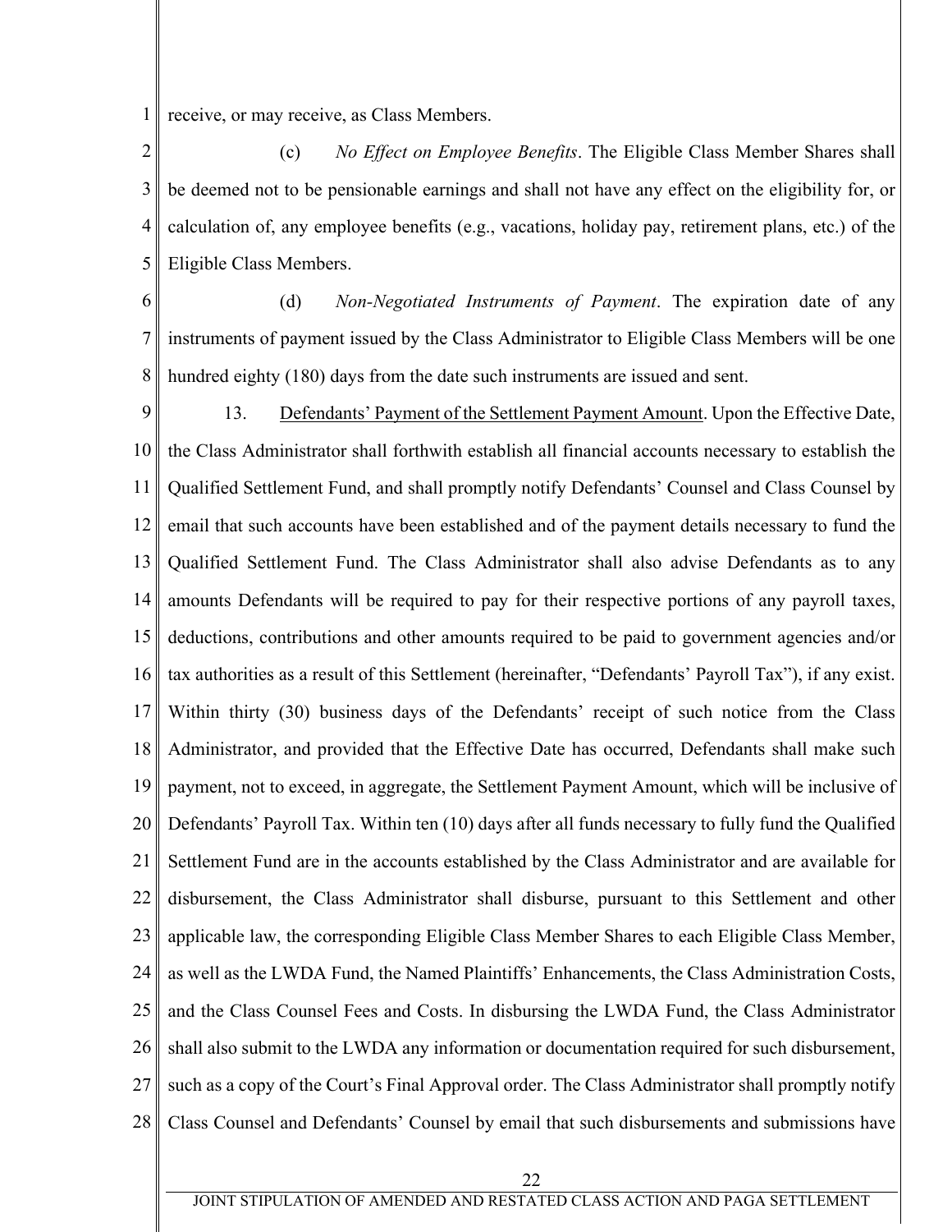receive, or may receive, as Class Members.

(c) *No Effect on Employee Benefits*. The Eligible Class Member Shares shall be deemed not to be pensionable earnings and shall not have any effect on the eligibility for, or calculation of, any employee benefits (e.g., vacations, holiday pay, retirement plans, etc.) of the Eligible Class Members.

(d) *Non-Negotiated Instruments of Payment*. The expiration date of any instruments of payment issued by the Class Administrator to Eligible Class Members will be one hundred eighty (180) days from the date such instruments are issued and sent.

13. Defendants' Payment of the Settlement Payment Amount. Upon the Effective Date, the Class Administrator shall forthwith establish all financial accounts necessary to establish the Qualified Settlement Fund, and shall promptly notify Defendants' Counsel and Class Counsel by email that such accounts have been established and of the payment details necessary to fund the Qualified Settlement Fund. The Class Administrator shall also advise Defendants as to any amounts Defendants will be required to pay for their respective portions of any payroll taxes, deductions, contributions and other amounts required to be paid to government agencies and/or tax authorities as a result of this Settlement (hereinafter, "Defendants' Payroll Tax"), if any exist. Within thirty (30) business days of the Defendants' receipt of such notice from the Class Administrator, and provided that the Effective Date has occurred, Defendants shall make such payment, not to exceed, in aggregate, the Settlement Payment Amount, which will be inclusive of Defendants' Payroll Tax. Within ten (10) days after all funds necessary to fully fund the Qualified Settlement Fund are in the accounts established by the Class Administrator and are available for disbursement, the Class Administrator shall disburse, pursuant to this Settlement and other applicable law, the corresponding Eligible Class Member Shares to each Eligible Class Member, as well as the LWDA Fund, the Named Plaintiffs' Enhancements, the Class Administration Costs, and the Class Counsel Fees and Costs. In disbursing the LWDA Fund, the Class Administrator shall also submit to the LWDA any information or documentation required for such disbursement, such as a copy of the Court's Final Approval order. The Class Administrator shall promptly notify Class Counsel and Defendants' Counsel by email that such disbursements and submissions have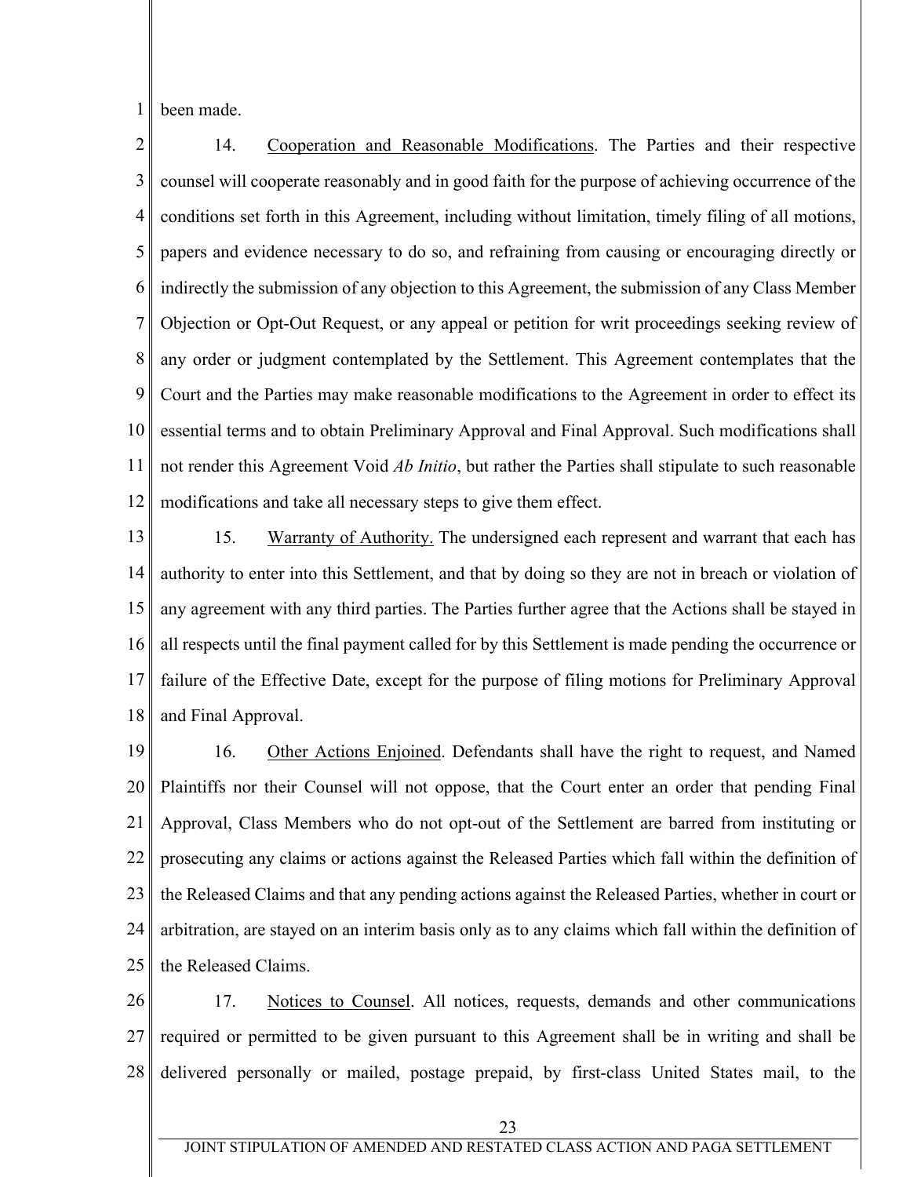been made.

14. Cooperation and Reasonable Modifications. The Parties and their respective counsel will cooperate reasonably and in good faith for the purpose of achieving occurrence of the conditions set forth in this Agreement, including without limitation, timely filing of all motions, papers and evidence necessary to do so, and refraining from causing or encouraging directly or indirectly the submission of any objection to this Agreement, the submission of any Class Member Objection or Opt-Out Request, or any appeal or petition for writ proceedings seeking review of any order or judgment contemplated by the Settlement. This Agreement contemplates that the Court and the Parties may make reasonable modifications to the Agreement in order to effect its essential terms and to obtain Preliminary Approval and Final Approval. Such modifications shall not render this Agreement Void *Ab Initio*, but rather the Parties shall stipulate to such reasonable modifications and take all necessary steps to give them effect.

15. Warranty of Authority. The undersigned each represent and warrant that each has authority to enter into this Settlement, and that by doing so they are not in breach or violation of any agreement with any third parties. The Parties further agree that the Actions shall be stayed in all respects until the final payment called for by this Settlement is made pending the occurrence or failure of the Effective Date, except for the purpose of filing motions for Preliminary Approval and Final Approval.

16. Other Actions Enjoined. Defendants shall have the right to request, and Named Plaintiffs nor their Counsel will not oppose, that the Court enter an order that pending Final Approval, Class Members who do not opt-out of the Settlement are barred from instituting or prosecuting any claims or actions against the Released Parties which fall within the definition of the Released Claims and that any pending actions against the Released Parties, whether in court or arbitration, are stayed on an interim basis only as to any claims which fall within the definition of the Released Claims.

17. Notices to Counsel. All notices, requests, demands and other communications required or permitted to be given pursuant to this Agreement shall be in writing and shall be delivered personally or mailed, postage prepaid, by first-class United States mail, to the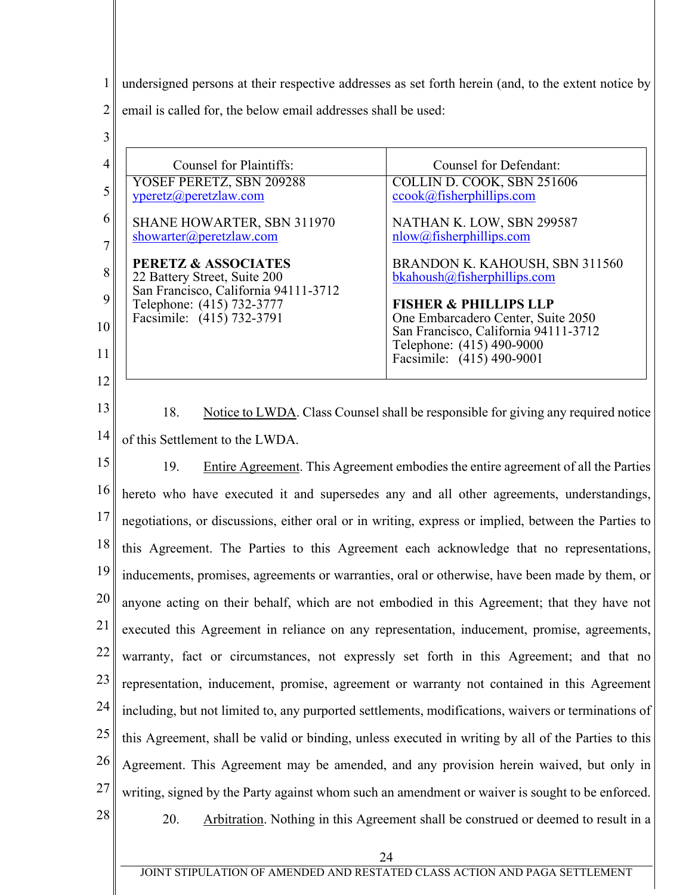undersigned persons at their respective addresses as set forth herein (and, to the extent notice by email is called for, the below email addresses shall be used:

| Counsel for Plaintiffs: | Counsel for Defendant: |
|---|---|
| YOSEF PERETZ, SBN 209288<br>yperetz@peretzlaw.com<br><br>SHANE HOWARTER, SBN 311970<br>showarter@peretzlaw.com<br><br>**PERETZ & ASSOCIATES**<br>22 Battery Street, Suite 200<br>San Francisco, California 94111-3712<br>Telephone: (415) 732-3777<br>Facsimile: (415) 732-3791 | COLLIN D. COOK, SBN 251606<br>ccook@fisherphillips.com<br><br>NATHAN K. LOW, SBN 299587<br>nlow@fisherphillips.com<br><br>BRANDON K. KAHOUSH, SBN 311560<br>bkahoush@fisherphillips.com<br><br>**FISHER & PHILLIPS LLP**<br>One Embarcadero Center, Suite 2050<br>San Francisco, California 94111-3712<br>Telephone: (415) 490-9000<br>Facsimile: (415) 490-9001 |

18. Notice to LWDA. Class Counsel shall be responsible for giving any required notice of this Settlement to the LWDA.

19. Entire Agreement. This Agreement embodies the entire agreement of all the Parties hereto who have executed it and supersedes any and all other agreements, understandings, negotiations, or discussions, either oral or in writing, express or implied, between the Parties to this Agreement. The Parties to this Agreement each acknowledge that no representations, inducements, promises, agreements or warranties, oral or otherwise, have been made by them, or anyone acting on their behalf, which are not embodied in this Agreement; that they have not executed this Agreement in reliance on any representation, inducement, promise, agreements, warranty, fact or circumstances, not expressly set forth in this Agreement; and that no representation, inducement, promise, agreement or warranty not contained in this Agreement including, but not limited to, any purported settlements, modifications, waivers or terminations of this Agreement, shall be valid or binding, unless executed in writing by all of the Parties to this Agreement. This Agreement may be amended, and any provision herein waived, but only in writing, signed by the Party against whom such an amendment or waiver is sought to be enforced.

20. Arbitration. Nothing in this Agreement shall be construed or deemed to result in a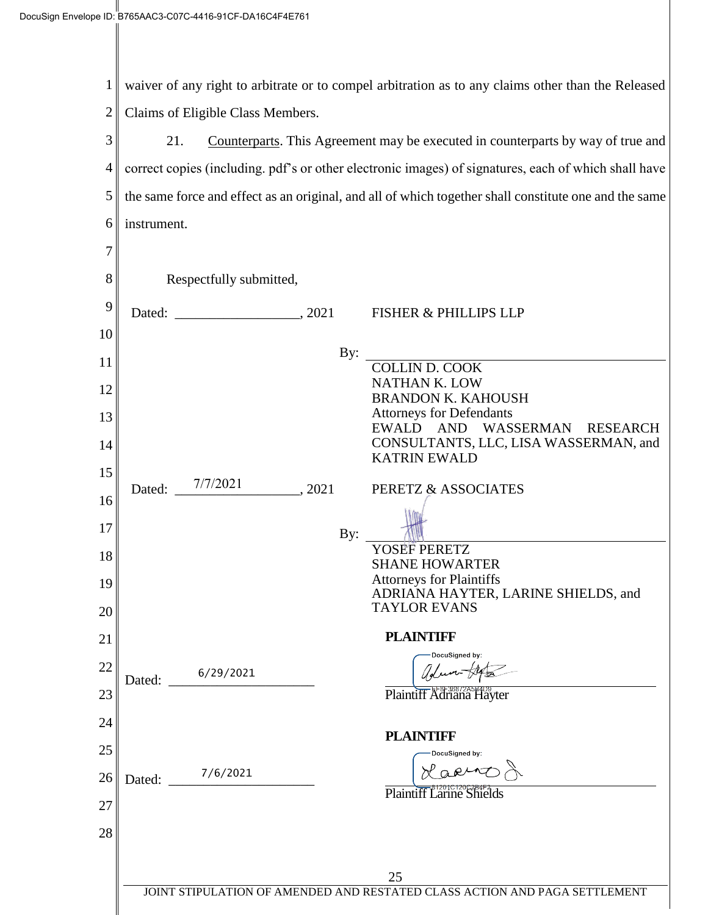waiver of any right to arbitrate or to compel arbitration as to any claims other than the Released Claims of Eligible Class Members.

21. Counterparts. This Agreement may be executed in counterparts by way of true and correct copies (including. pdf's or other electronic images) of signatures, each of which shall have the same force and effect as an original, and all of which together shall constitute one and the same instrument.

Respectfully submitted,

Dated: ___________________, 2021

FISHER & PHILLIPS LLP

By: ________________________________

COLLIN D. COOK
NATHAN K. LOW
BRANDON K. KAHOUSH
Attorneys for Defendants
EWALD AND WASSERMAN RESEARCH CONSULTANTS, LLC, LISA WASSERMAN, and KATRIN EWALD

Dated: 7/7/2021, 2021

PERETZ & ASSOCIATES

By: ________________________________

YOSEF PERETZ
SHANE HOWARTER
Attorneys for Plaintiffs
ADRIANA HAYTER, LARINE SHIELDS, and TAYLOR EVANS

**PLAINTIFF**

Dated: 6/29/2021

DocuSigned by:
________________________________
Plaintiff Adriana Hayter

**PLAINTIFF**

Dated: 7/6/2021

DocuSigned by:
________________________________
Plaintiff Larine Shields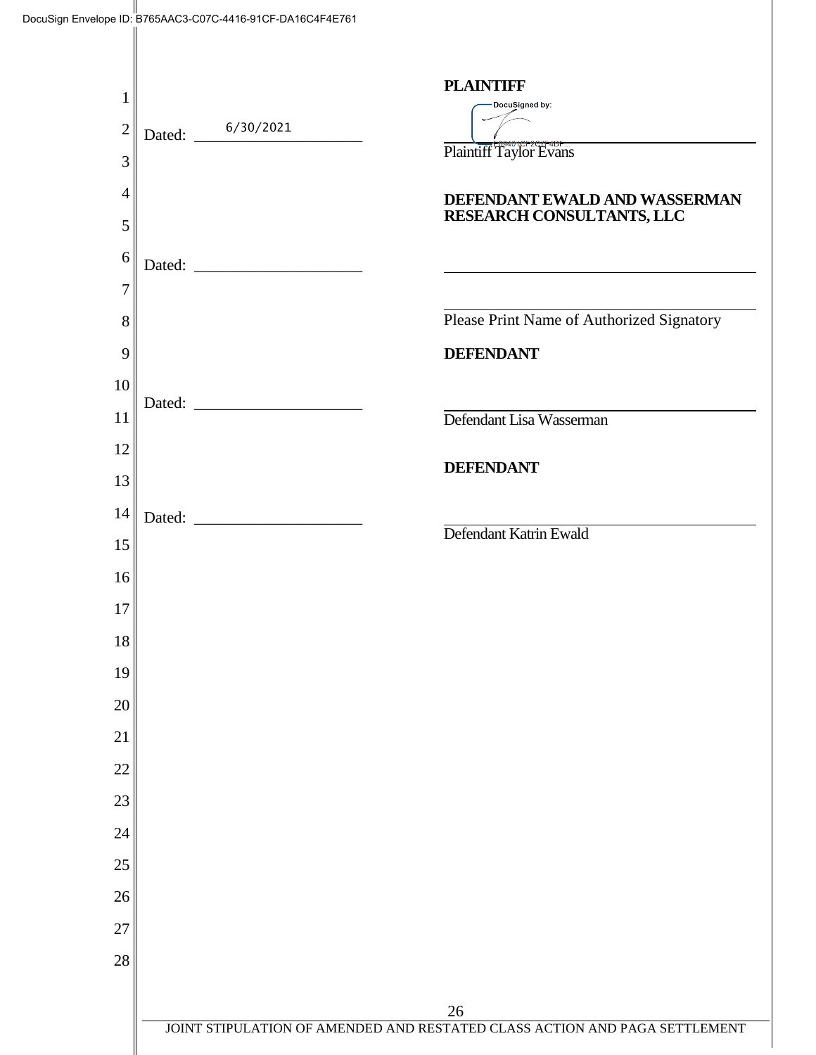DocuSign Envelope ID: B765AAC3-C07C-4416-91CF-DA16C4F4E761

**PLAINTIFF**

Dated: 6/30/2021

DocuSigned by:

\_\_\_\_\_\_\_\_\_\_\_\_\_\_\_\_\_\_\_\_\_\_\_\_\_\_\_\_\_\_\_\_
Plaintiff Taylor Evans

**DEFENDANT EWALD AND WASSERMAN RESEARCH CONSULTANTS, LLC**

Dated: \_\_\_\_\_\_\_\_\_\_\_\_\_\_\_\_\_\_\_\_

\_\_\_\_\_\_\_\_\_\_\_\_\_\_\_\_\_\_\_\_\_\_\_\_\_\_\_\_\_\_\_\_

\_\_\_\_\_\_\_\_\_\_\_\_\_\_\_\_\_\_\_\_\_\_\_\_\_\_\_\_\_\_\_\_
Please Print Name of Authorized Signatory

**DEFENDANT**

Dated: \_\_\_\_\_\_\_\_\_\_\_\_\_\_\_\_\_\_\_\_

\_\_\_\_\_\_\_\_\_\_\_\_\_\_\_\_\_\_\_\_\_\_\_\_\_\_\_\_\_\_\_\_
Defendant Lisa Wasserman

**DEFENDANT**

Dated: \_\_\_\_\_\_\_\_\_\_\_\_\_\_\_\_\_\_\_\_

\_\_\_\_\_\_\_\_\_\_\_\_\_\_\_\_\_\_\_\_\_\_\_\_\_\_\_\_\_\_\_\_
Defendant Katrin Ewald

JOINT STIPULATION OF AMENDED AND RESTATED CLASS ACTION AND PAGA SETTLEMENT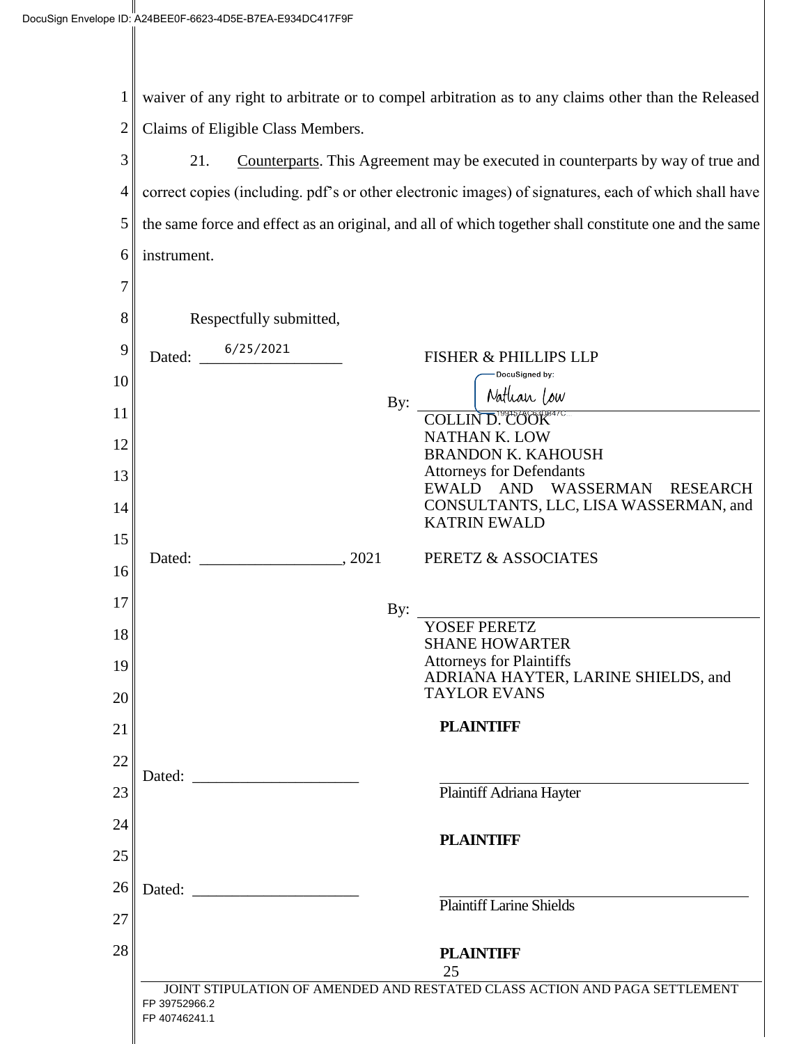waiver of any right to arbitrate or to compel arbitration as to any claims other than the Released Claims of Eligible Class Members.

21. Counterparts. This Agreement may be executed in counterparts by way of true and correct copies (including. pdf's or other electronic images) of signatures, each of which shall have the same force and effect as an original, and all of which together shall constitute one and the same instrument.

Respectfully submitted,

Dated: 6/25/2021

FISHER & PHILLIPS LLP

By: *Nathan Low* (DocuSigned by)

COLLIN D. COOK
NATHAN K. LOW
BRANDON K. KAHOUSH
Attorneys for Defendants
EWALD AND WASSERMAN RESEARCH CONSULTANTS, LLC, LISA WASSERMAN, and KATRIN EWALD

Dated: __________________, 2021

PERETZ & ASSOCIATES

By: ______________________________

YOSEF PERETZ
SHANE HOWARTER
Attorneys for Plaintiffs
ADRIANA HAYTER, LARINE SHIELDS, and TAYLOR EVANS

**PLAINTIFF**

Dated: ______________________

______________________________
Plaintiff Adriana Hayter

**PLAINTIFF**

Dated: ______________________

______________________________
Plaintiff Larine Shields

**PLAINTIFF**

JOINT STIPULATION OF AMENDED AND RESTATED CLASS ACTION AND PAGA SETTLEMENT

FP 39752966.2
FP 40746241.1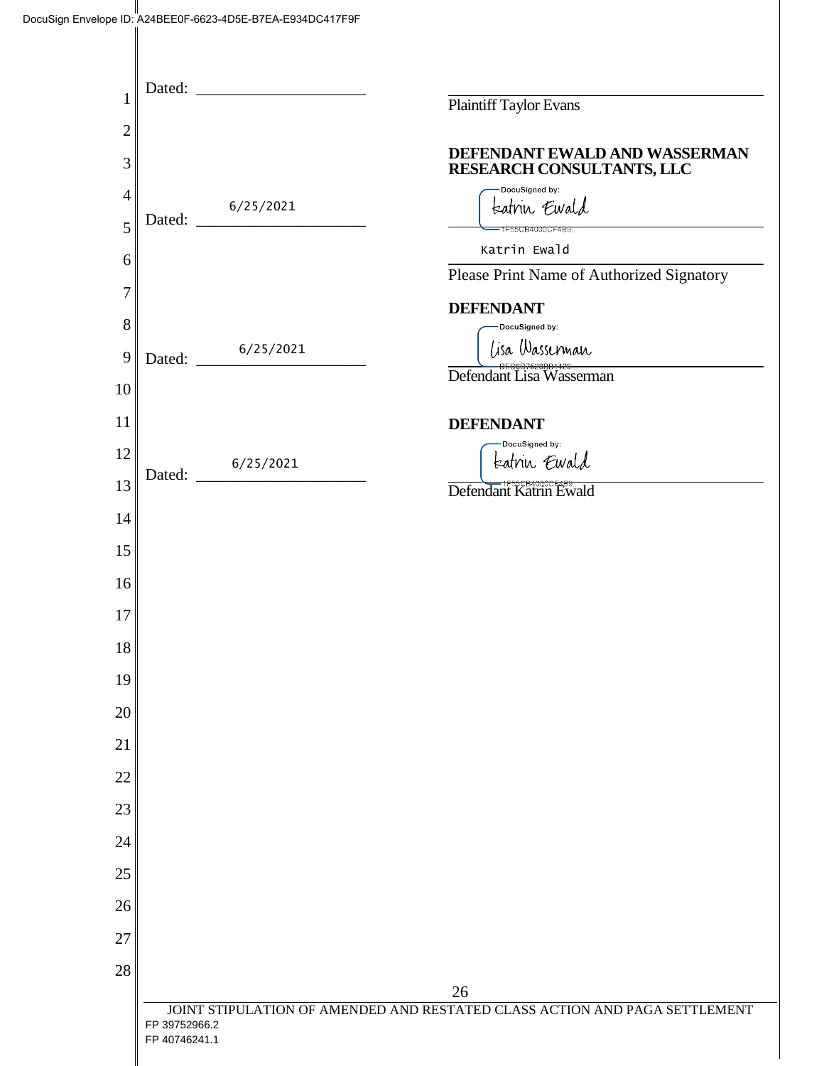DocuSign Envelope ID: A24BEE0F-6623-4D5E-B7EA-E934DC417F9F

Dated: ____________________

____________________
Plaintiff Taylor Evans

**DEFENDANT EWALD AND WASSERMAN RESEARCH CONSULTANTS, LLC**

Dated: 6/25/2021

DocuSigned by: Katrin Ewald
1F55CB4000CF4B9...

Katrin Ewald

Please Print Name of Authorized Signatory

**DEFENDANT**

Dated: 6/25/2021

DocuSigned by: Lisa Wasserman
DE86B7628BB1489...

Defendant Lisa Wasserman

**DEFENDANT**

Dated: 6/25/2021

DocuSigned by: Katrin Ewald
1F55CB4000CF4B9...

Defendant Katrin Ewald

JOINT STIPULATION OF AMENDED AND RESTATED CLASS ACTION AND PAGA SETTLEMENT

FP 39752966.2
FP 40746241.1